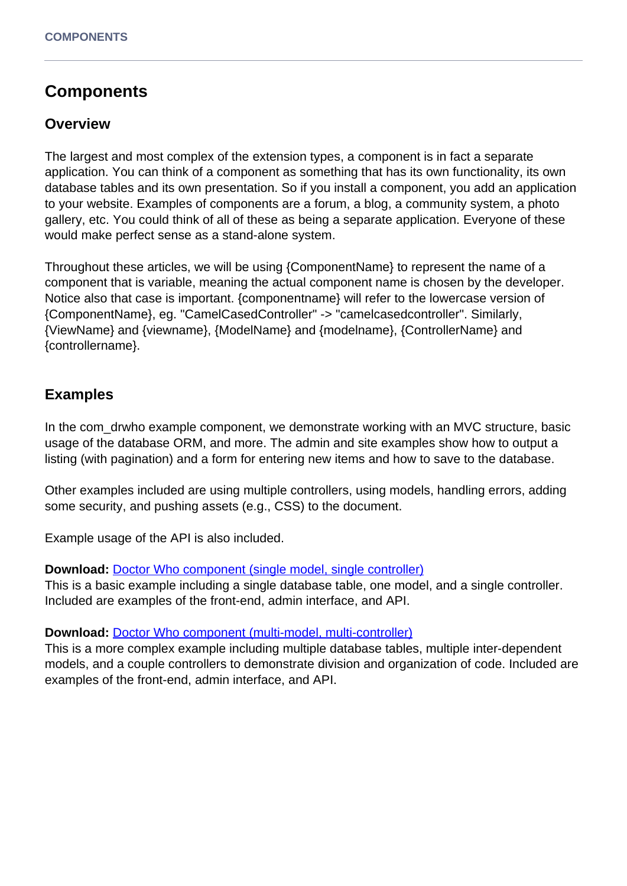# Components

## Overview

The largest and most complex of the extension types, a component is in fact a separate application. You can think of a component as something that has its own functionality, its own database tables and its own presentation. So if you install a component, you add an application to your website. Examples of components are a forum, a blog, a community system, a photo gallery, etc. You could think of all of these as being a separate application. Everyone of these would make perfect sense as a stand-alone system.

Throughout these articles, we will be using {ComponentName} to represent the name of a component that is variable, meaning the actual component name is chosen by the developer. Notice also that case is important. {componentname} will refer to the lowercase version of {ComponentName}, eg. "CamelCasedController" -> "camelcasedcontroller". Similarly, {ViewName} and {viewname}, {ModelName} and {modelname}, {ControllerName} and {controllername}.

## Examples

In the com_drwho example component, we demonstrate working with an MVC structure, basic usage of the database ORM, and more. The admin and site examples show how to output a listing (with pagination) and a form for entering new items and how to save to the database.

Other examples included are using multiple controllers, using models, handling errors, adding some security, and pushing assets (e.g., CSS) to the document.

Example usage of the API is also included.

**Download:** Doctor Who component (single model, single controller)
This is a basic example including a single database table, one model, and a single controller. Included are examples of the front-end, admin interface, and API.

**Download:** Doctor Who component (multi-model, multi-controller)
This is a more complex example including multiple database tables, multiple inter-dependent models, and a couple controllers to demonstrate division and organization of code. Included are examples of the front-end, admin interface, and API.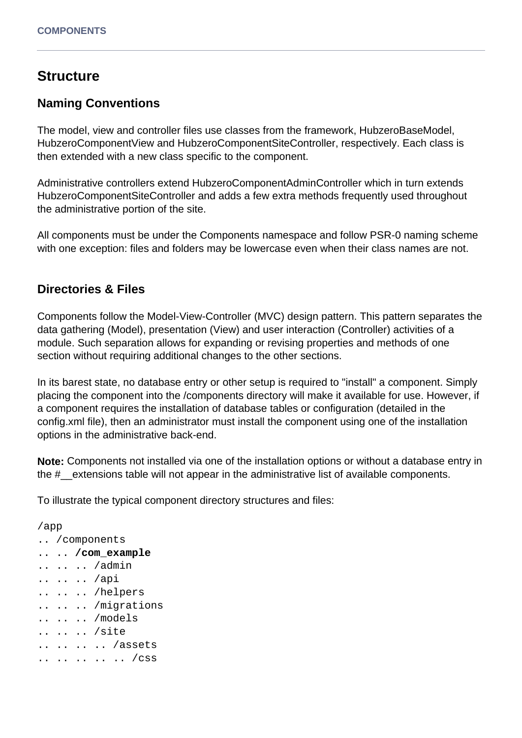## Structure

### Naming Conventions

The model, view and controller files use classes from the framework, HubzeroBaseModel, HubzeroComponentView and HubzeroComponentSiteController, respectively. Each class is then extended with a new class specific to the component.

Administrative controllers extend HubzeroComponentAdminController which in turn extends HubzeroComponentSiteController and adds a few extra methods frequently used throughout the administrative portion of the site.

All components must be under the Components namespace and follow PSR-0 naming scheme with one exception: files and folders may be lowercase even when their class names are not.

### Directories & Files

Components follow the Model-View-Controller (MVC) design pattern. This pattern separates the data gathering (Model), presentation (View) and user interaction (Controller) activities of a module. Such separation allows for expanding or revising properties and methods of one section without requiring additional changes to the other sections.

In its barest state, no database entry or other setup is required to "install" a component. Simply placing the component into the /components directory will make it available for use. However, if a component requires the installation of database tables or configuration (detailed in the config.xml file), then an administrator must install the component using one of the installation options in the administrative back-end.

**Note:** Components not installed via one of the installation options or without a database entry in the #__extensions table will not appear in the administrative list of available components.

To illustrate the typical component directory structures and files:

```
/app
.. /components
.. .. /com_example
.. .. .. /admin
.. .. .. /api
.. .. .. /helpers
.. .. .. /migrations
.. .. .. /models
.. .. .. /site
.. .. .. .. /assets
.. .. .. .. .. /css
```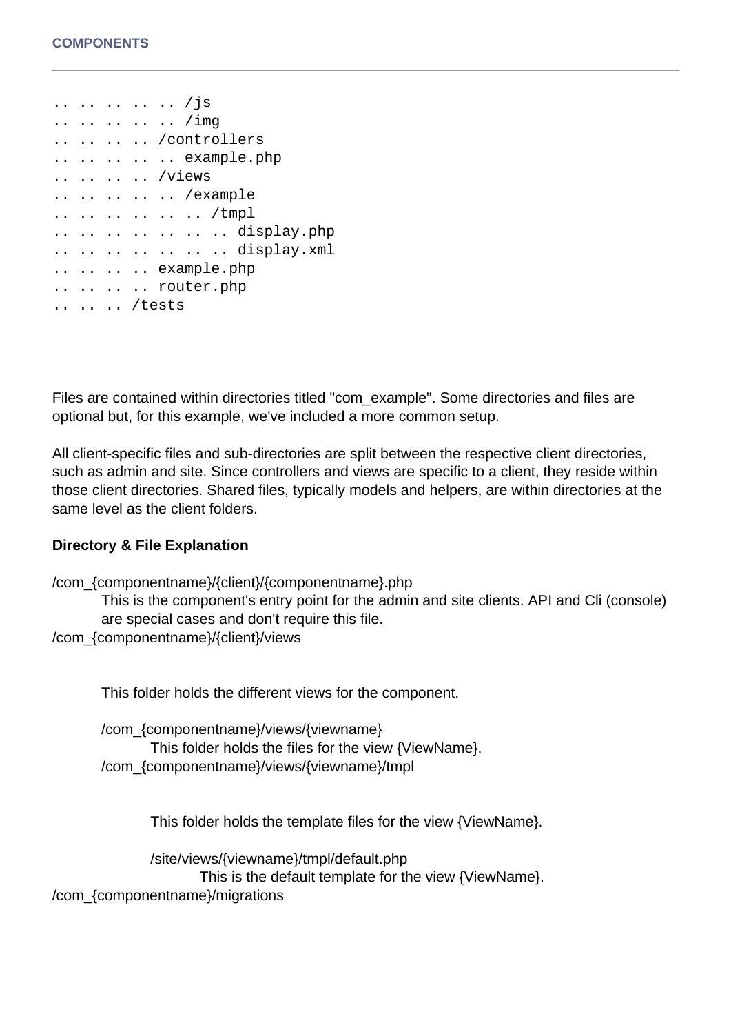```
.. .. .. .. .. /js
.. .. .. .. .. /img
.. .. .. .. /controllers
.. .. .. .. .. example.php
.. .. .. .. /views
.. .. .. .. .. /example
.. .. .. .. .. .. /tmpl
.. .. .. .. .. .. .. display.php
.. .. .. .. .. .. .. display.xml
.. .. .. .. example.php
.. .. .. .. router.php
.. .. .. /tests
```

Files are contained within directories titled "com_example". Some directories and files are optional but, for this example, we've included a more common setup.

All client-specific files and sub-directories are split between the respective client directories, such as admin and site. Since controllers and views are specific to a client, they reside within those client directories. Shared files, typically models and helpers, are within directories at the same level as the client folders.

**Directory & File Explanation**

/com_{componentname}/{client}/{componentname}.php

> This is the component's entry point for the admin and site clients. API and Cli (console) are special cases and don't require this file.

/com_{componentname}/{client}/views

> This folder holds the different views for the component.
>
> /com_{componentname}/views/{viewname}
>
> > This folder holds the files for the view {ViewName}.
>
> /com_{componentname}/views/{viewname}/tmpl
>
> > This folder holds the template files for the view {ViewName}.
> >
> > /site/views/{viewname}/tmpl/default.php
> >
> > > This is the default template for the view {ViewName}.

/com_{componentname}/migrations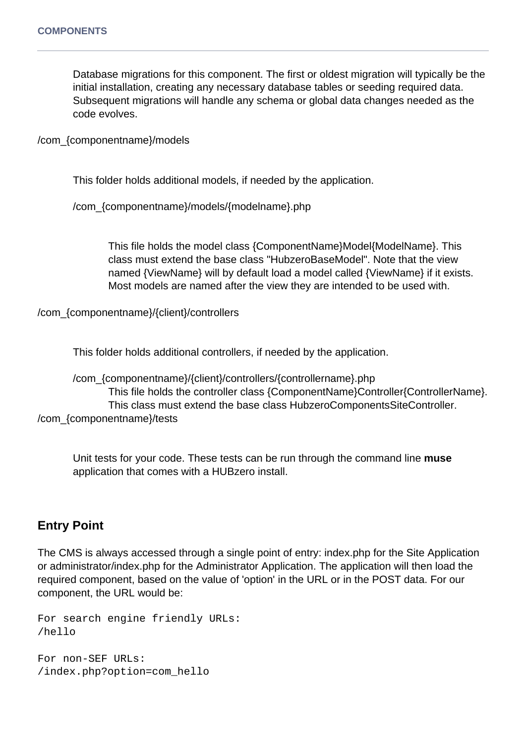Database migrations for this component. The first or oldest migration will typically be the initial installation, creating any necessary database tables or seeding required data. Subsequent migrations will handle any schema or global data changes needed as the code evolves.

/com_{componentname}/models

This folder holds additional models, if needed by the application.

/com_{componentname}/models/{modelname}.php

This file holds the model class {ComponentName}Model{ModelName}. This class must extend the base class "HubzeroBaseModel". Note that the view named {ViewName} will by default load a model called {ViewName} if it exists. Most models are named after the view they are intended to be used with.

/com_{componentname}/{client}/controllers

This folder holds additional controllers, if needed by the application.

/com_{componentname}/{client}/controllers/{controllername}.php

This file holds the controller class {ComponentName}Controller{ControllerName}. This class must extend the base class HubzeroComponentsSiteController.

/com_{componentname}/tests

Unit tests for your code. These tests can be run through the command line **muse** application that comes with a HUBzero install.

## Entry Point

The CMS is always accessed through a single point of entry: index.php for the Site Application or administrator/index.php for the Administrator Application. The application will then load the required component, based on the value of 'option' in the URL or in the POST data. For our component, the URL would be:

```
For search engine friendly URLs:
/hello

For non-SEF URLs:
/index.php?option=com_hello
```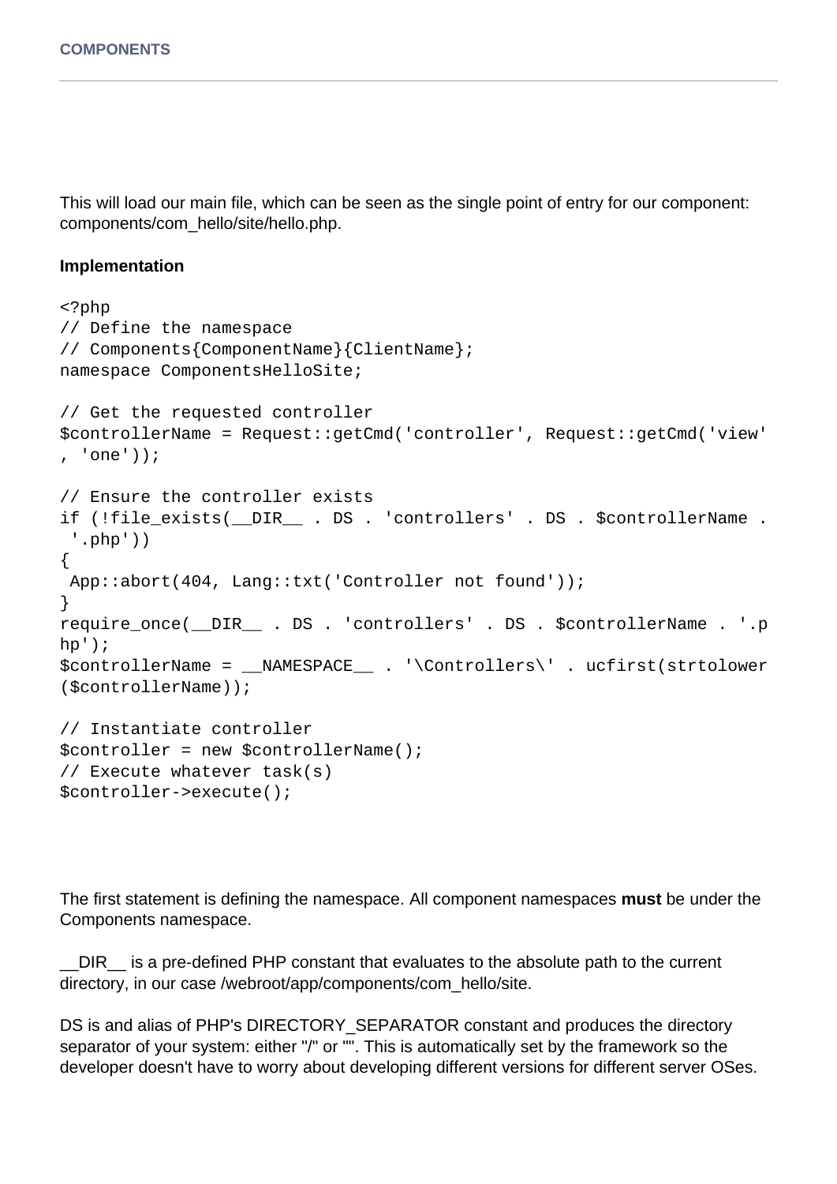This will load our main file, which can be seen as the single point of entry for our component: components/com_hello/site/hello.php.

**Implementation**

```
<?php
// Define the namespace
// Components{ComponentName}{ClientName};
namespace ComponentsHelloSite;

// Get the requested controller
$controllerName = Request::getCmd('controller', Request::getCmd('view', 'one'));

// Ensure the controller exists
if (!file_exists(__DIR__ . DS . 'controllers' . DS . $controllerName . '.php'))
{
 App::abort(404, Lang::txt('Controller not found'));
}
require_once(__DIR__ . DS . 'controllers' . DS . $controllerName . '.php');
$controllerName = __NAMESPACE__ . '\Controllers\' . ucfirst(strtolower($controllerName));

// Instantiate controller
$controller = new $controllerName();
// Execute whatever task(s)
$controller->execute();
```

The first statement is defining the namespace. All component namespaces **must** be under the Components namespace.

__DIR__ is a pre-defined PHP constant that evaluates to the absolute path to the current directory, in our case /webroot/app/components/com_hello/site.

DS is and alias of PHP's DIRECTORY_SEPARATOR constant and produces the directory separator of your system: either "/" or "". This is automatically set by the framework so the developer doesn't have to worry about developing different versions for different server OSes.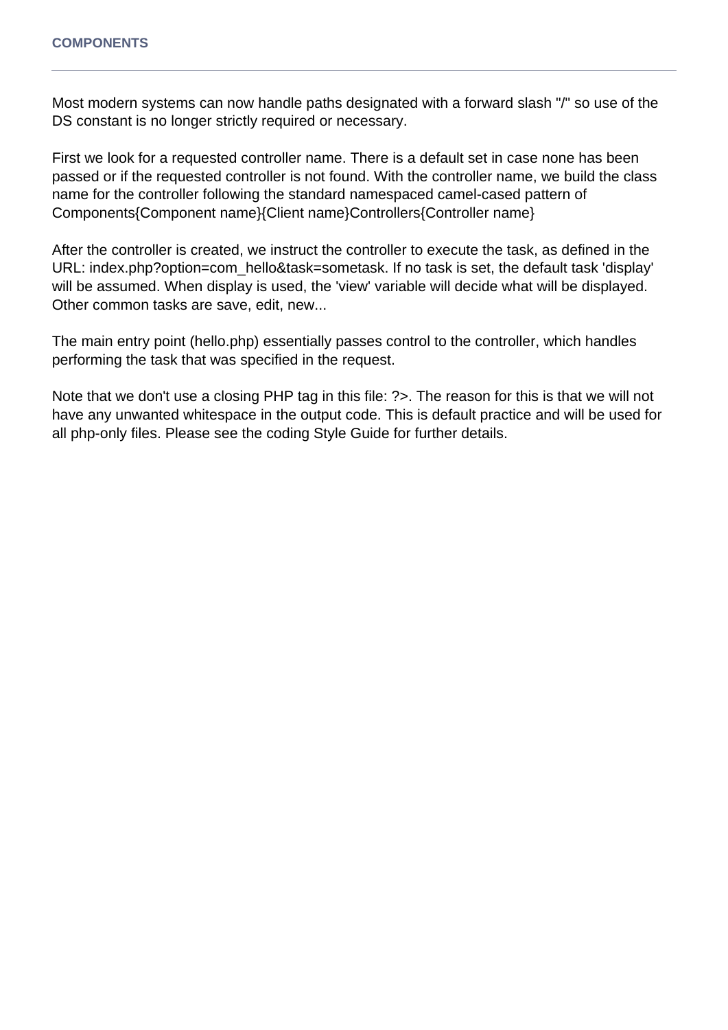Most modern systems can now handle paths designated with a forward slash "/" so use of the DS constant is no longer strictly required or necessary.

First we look for a requested controller name. There is a default set in case none has been passed or if the requested controller is not found. With the controller name, we build the class name for the controller following the standard namespaced camel-cased pattern of Components{Component name}{Client name}Controllers{Controller name}

After the controller is created, we instruct the controller to execute the task, as defined in the URL: index.php?option=com_hello&task=sometask. If no task is set, the default task 'display' will be assumed. When display is used, the 'view' variable will decide what will be displayed. Other common tasks are save, edit, new...

The main entry point (hello.php) essentially passes control to the controller, which handles performing the task that was specified in the request.

Note that we don't use a closing PHP tag in this file: ?>. The reason for this is that we will not have any unwanted whitespace in the output code. This is default practice and will be used for all php-only files. Please see the coding Style Guide for further details.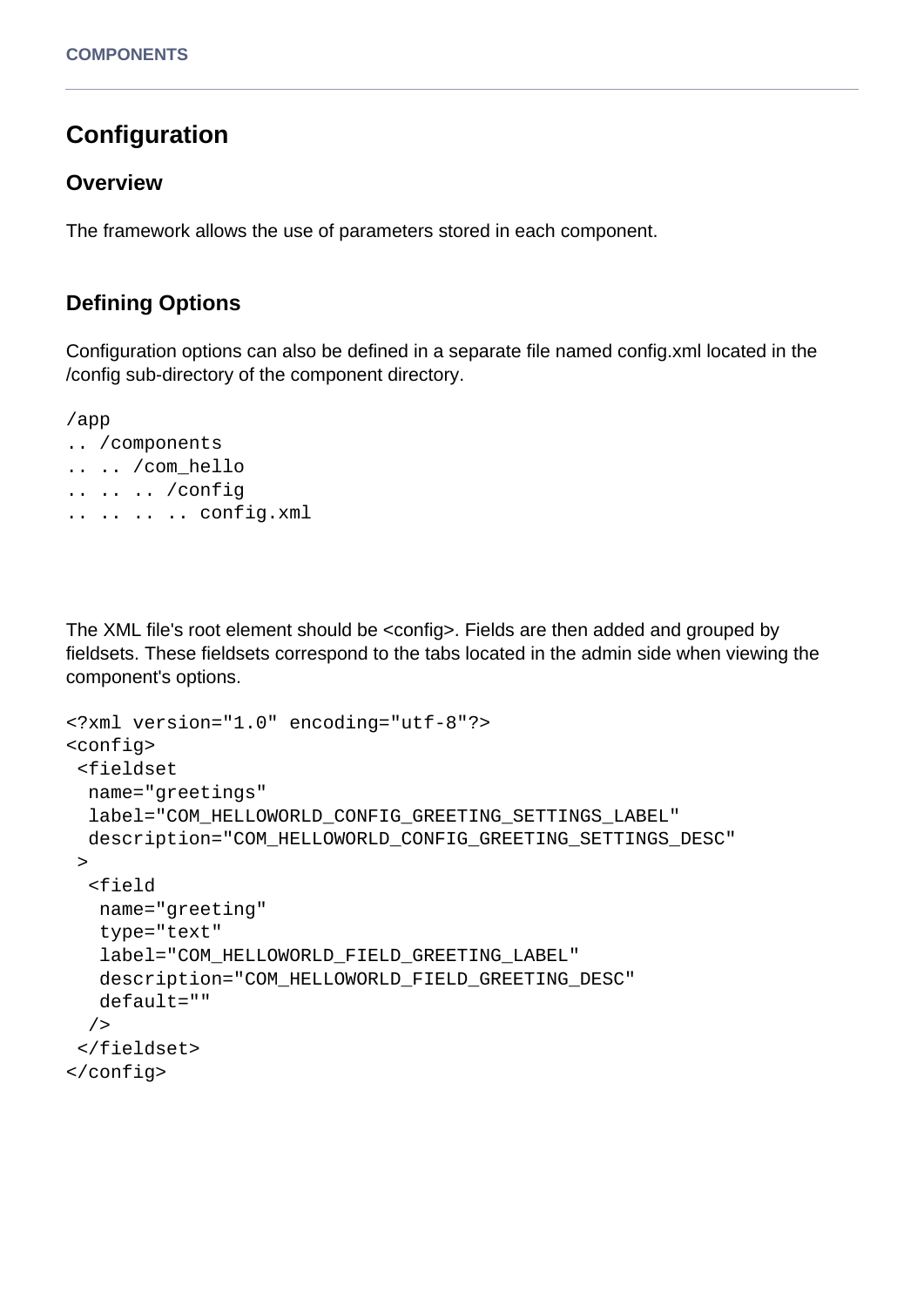# Configuration

## Overview

The framework allows the use of parameters stored in each component.

## Defining Options

Configuration options can also be defined in a separate file named config.xml located in the /config sub-directory of the component directory.

```
/app
.. /components
.. .. /com_hello
.. .. .. /config
.. .. .. .. config.xml
```

The XML file's root element should be <config>. Fields are then added and grouped by fieldsets. These fieldsets correspond to the tabs located in the admin side when viewing the component's options.

```
<?xml version="1.0" encoding="utf-8"?>
<config>
 <fieldset
  name="greetings"
  label="COM_HELLOWORLD_CONFIG_GREETING_SETTINGS_LABEL"
  description="COM_HELLOWORLD_CONFIG_GREETING_SETTINGS_DESC"
 >
  <field
   name="greeting"
   type="text"
   label="COM_HELLOWORLD_FIELD_GREETING_LABEL"
   description="COM_HELLOWORLD_FIELD_GREETING_DESC"
   default=""
  />
 </fieldset>
</config>
```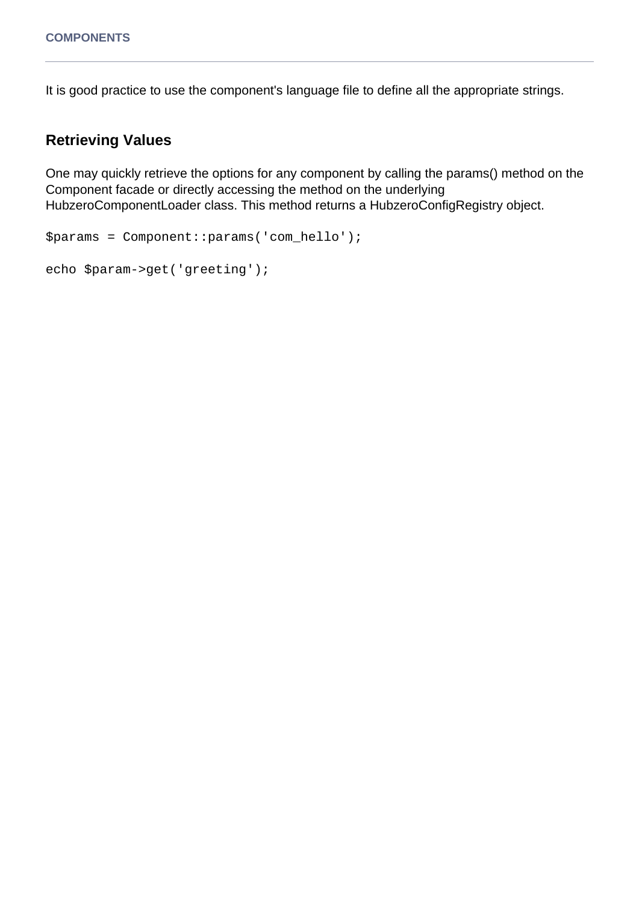It is good practice to use the component's language file to define all the appropriate strings.

## Retrieving Values

One may quickly retrieve the options for any component by calling the params() method on the Component facade or directly accessing the method on the underlying HubzeroComponentLoader class. This method returns a HubzeroConfigRegistry object.

```
$params = Component::params('com_hello');

echo $param->get('greeting');
```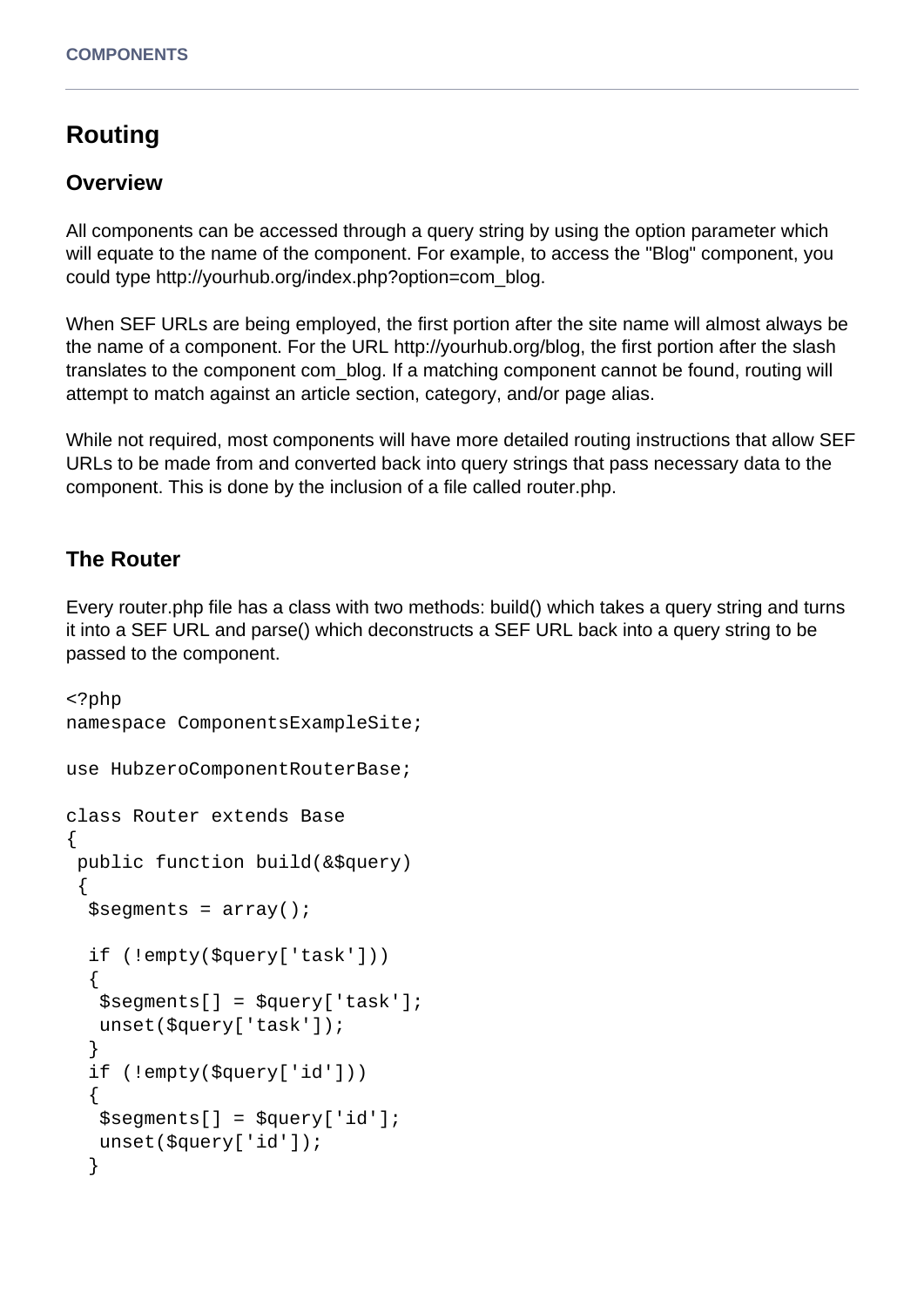## Routing

### Overview

All components can be accessed through a query string by using the option parameter which will equate to the name of the component. For example, to access the "Blog" component, you could type http://yourhub.org/index.php?option=com_blog.

When SEF URLs are being employed, the first portion after the site name will almost always be the name of a component. For the URL http://yourhub.org/blog, the first portion after the slash translates to the component com_blog. If a matching component cannot be found, routing will attempt to match against an article section, category, and/or page alias.

While not required, most components will have more detailed routing instructions that allow SEF URLs to be made from and converted back into query strings that pass necessary data to the component. This is done by the inclusion of a file called router.php.

### The Router

Every router.php file has a class with two methods: build() which takes a query string and turns it into a SEF URL and parse() which deconstructs a SEF URL back into a query string to be passed to the component.

```
<?php
namespace ComponentsExampleSite;

use HubzeroComponentRouterBase;

class Router extends Base
{
 public function build(&$query)
 {
  $segments = array();

  if (!empty($query['task']))
  {
   $segments[] = $query['task'];
   unset($query['task']);
  }
  if (!empty($query['id']))
  {
   $segments[] = $query['id'];
   unset($query['id']);
  }
```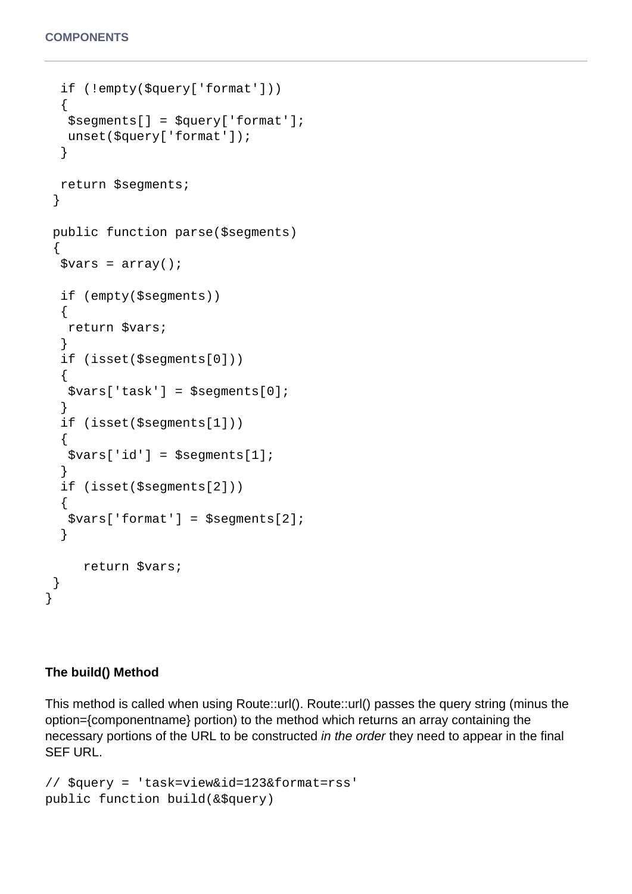```
  if (!empty($query['format']))
  {
   $segments[] = $query['format'];
   unset($query['format']);
  }

  return $segments;
 }

 public function parse($segments)
 {
  $vars = array();

  if (empty($segments))
  {
   return $vars;
  }
  if (isset($segments[0]))
  {
   $vars['task'] = $segments[0];
  }
  if (isset($segments[1]))
  {
   $vars['id'] = $segments[1];
  }
  if (isset($segments[2]))
  {
   $vars['format'] = $segments[2];
  }

     return $vars;
 }
}
```

**The build() Method**

This method is called when using Route::url(). Route::url() passes the query string (minus the option={componentname} portion) to the method which returns an array containing the necessary portions of the URL to be constructed *in the order* they need to appear in the final SEF URL.

```
// $query = 'task=view&id=123&format=rss'
public function build(&$query)
```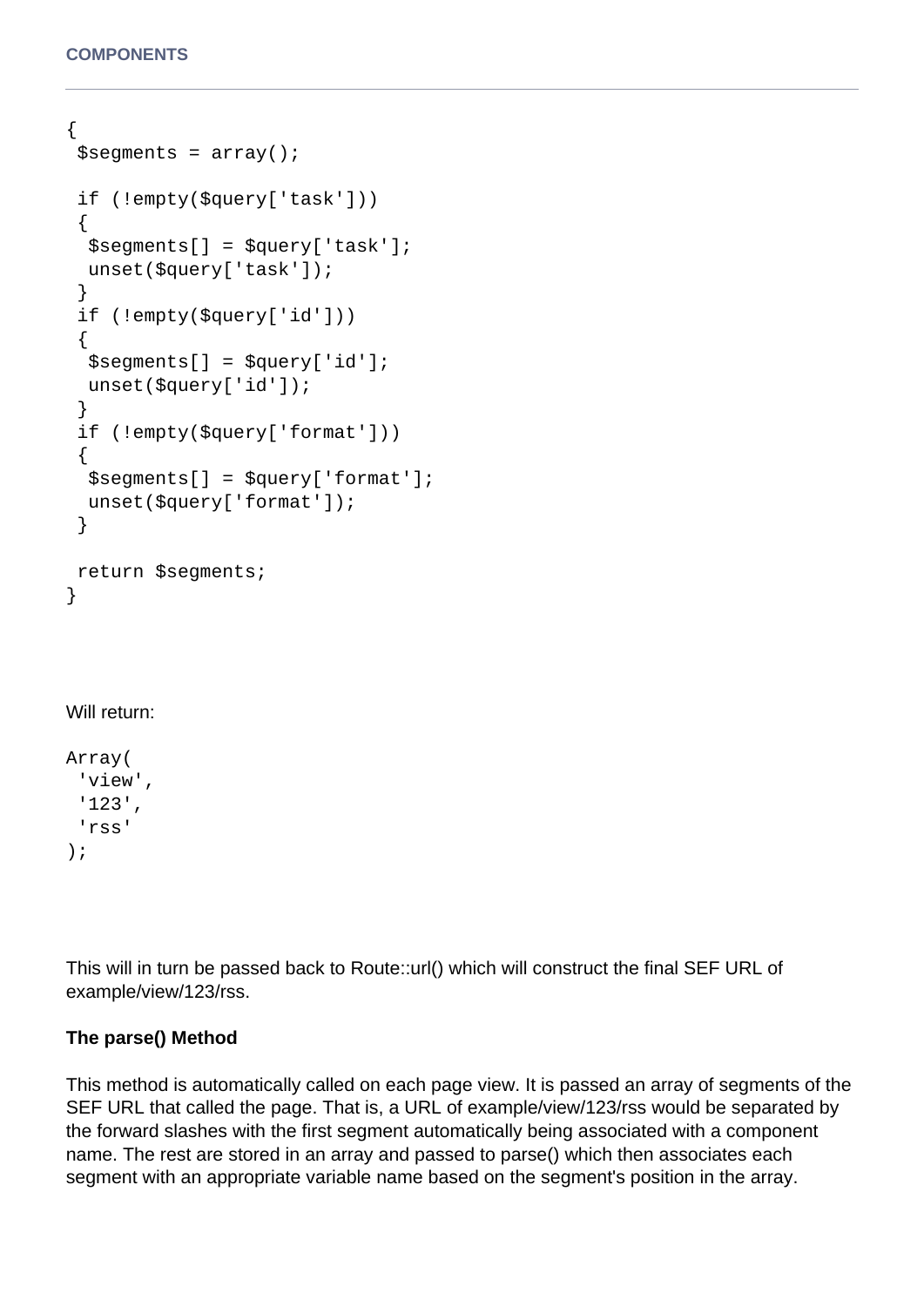```
{
 $segments = array();

 if (!empty($query['task']))
 {
  $segments[] = $query['task'];
  unset($query['task']);
 }
 if (!empty($query['id']))
 {
  $segments[] = $query['id'];
  unset($query['id']);
 }
 if (!empty($query['format']))
 {
  $segments[] = $query['format'];
  unset($query['format']);
 }

 return $segments;
}
```

Will return:

```
Array(
 'view',
 '123',
 'rss'
);
```

This will in turn be passed back to Route::url() which will construct the final SEF URL of example/view/123/rss.

**The parse() Method**

This method is automatically called on each page view. It is passed an array of segments of the SEF URL that called the page. That is, a URL of example/view/123/rss would be separated by the forward slashes with the first segment automatically being associated with a component name. The rest are stored in an array and passed to parse() which then associates each segment with an appropriate variable name based on the segment's position in the array.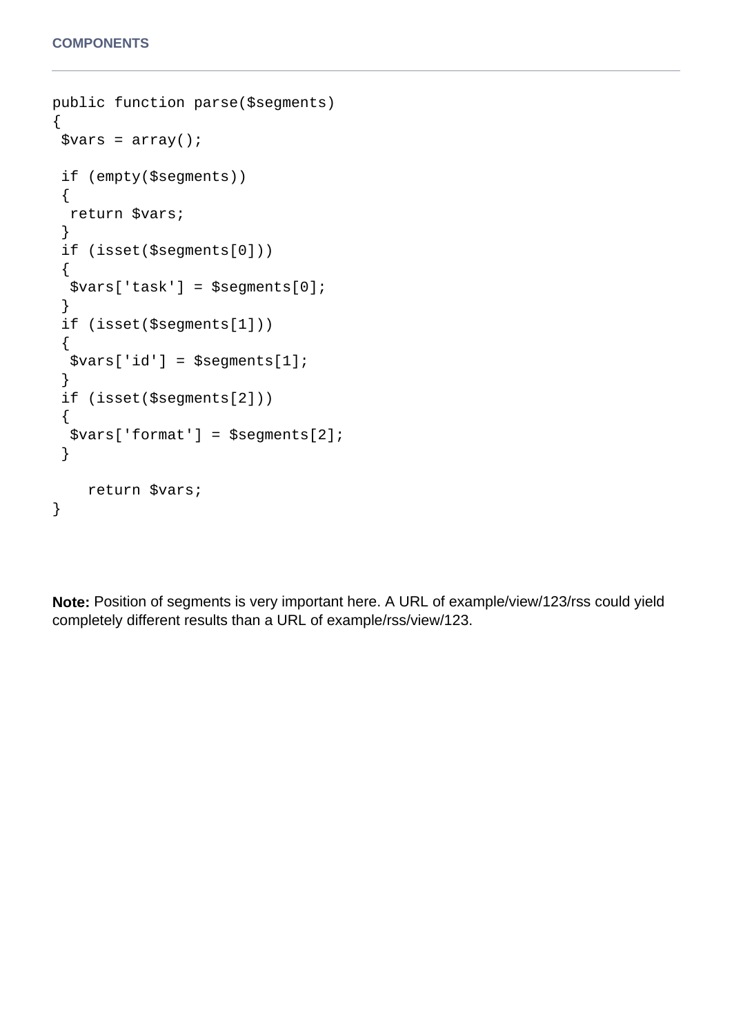```
public function parse($segments)
{
 $vars = array();

 if (empty($segments))
 {
  return $vars;
 }
 if (isset($segments[0]))
 {
  $vars['task'] = $segments[0];
 }
 if (isset($segments[1]))
 {
  $vars['id'] = $segments[1];
 }
 if (isset($segments[2]))
 {
  $vars['format'] = $segments[2];
 }

    return $vars;
}
```

**Note:** Position of segments is very important here. A URL of example/view/123/rss could yield completely different results than a URL of example/rss/view/123.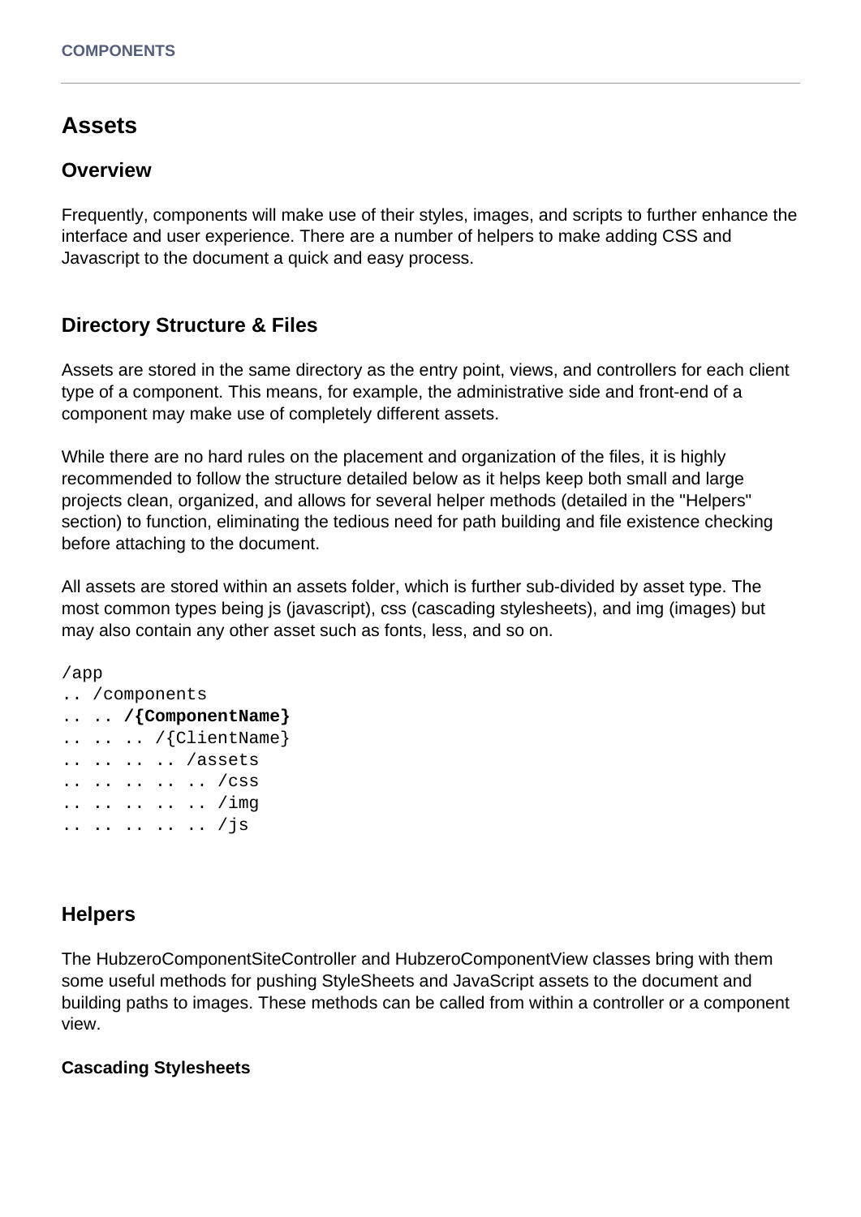# Assets

## Overview

Frequently, components will make use of their styles, images, and scripts to further enhance the interface and user experience. There are a number of helpers to make adding CSS and Javascript to the document a quick and easy process.

## Directory Structure & Files

Assets are stored in the same directory as the entry point, views, and controllers for each client type of a component. This means, for example, the administrative side and front-end of a component may make use of completely different assets.

While there are no hard rules on the placement and organization of the files, it is highly recommended to follow the structure detailed below as it helps keep both small and large projects clean, organized, and allows for several helper methods (detailed in the "Helpers" section) to function, eliminating the tedious need for path building and file existence checking before attaching to the document.

All assets are stored within an assets folder, which is further sub-divided by asset type. The most common types being js (javascript), css (cascading stylesheets), and img (images) but may also contain any other asset such as fonts, less, and so on.

```
/app
.. /components
.. .. /{ComponentName}
.. .. .. /{ClientName}
.. .. .. .. /assets
.. .. .. .. .. /css
.. .. .. .. .. /img
.. .. .. .. .. /js
```

## Helpers

The HubzeroComponentSiteController and HubzeroComponentView classes bring with them some useful methods for pushing StyleSheets and JavaScript assets to the document and building paths to images. These methods can be called from within a controller or a component view.

### Cascading Stylesheets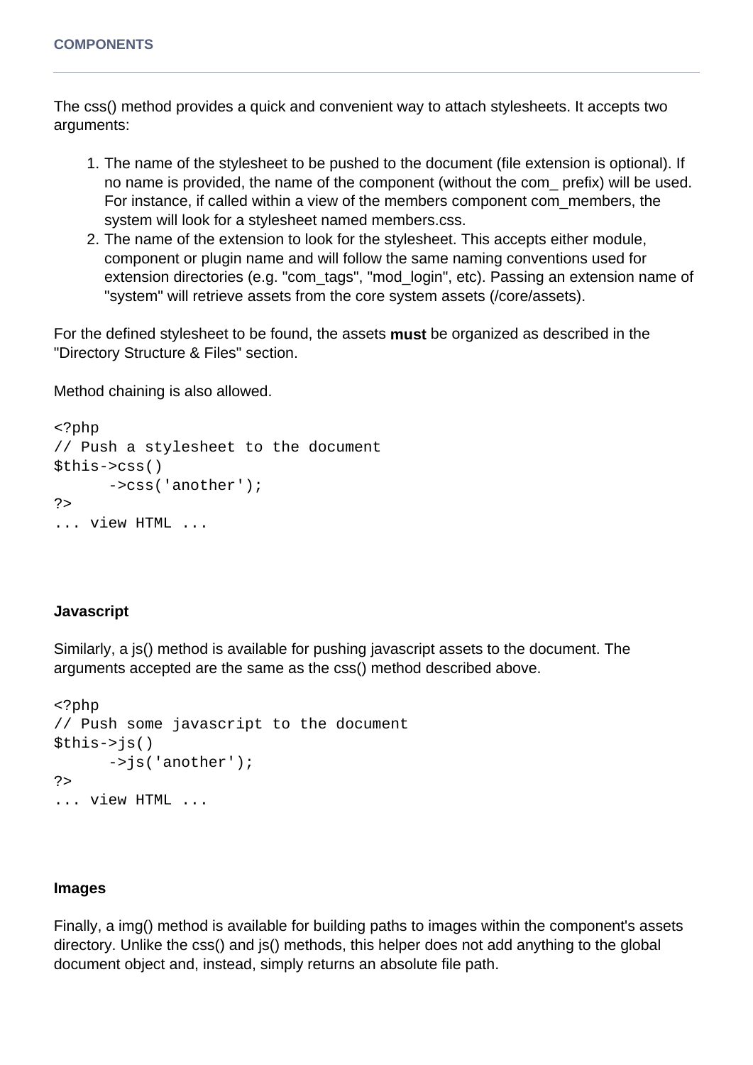The css() method provides a quick and convenient way to attach stylesheets. It accepts two arguments:

1. The name of the stylesheet to be pushed to the document (file extension is optional). If no name is provided, the name of the component (without the com_ prefix) will be used. For instance, if called within a view of the members component com_members, the system will look for a stylesheet named members.css.
2. The name of the extension to look for the stylesheet. This accepts either module, component or plugin name and will follow the same naming conventions used for extension directories (e.g. "com_tags", "mod_login", etc). Passing an extension name of "system" will retrieve assets from the core system assets (/core/assets).

For the defined stylesheet to be found, the assets **must** be organized as described in the "Directory Structure & Files" section.

Method chaining is also allowed.

```
<?php
// Push a stylesheet to the document
$this->css()
      ->css('another');
?>
... view HTML ...
```

#### Javascript

Similarly, a js() method is available for pushing javascript assets to the document. The arguments accepted are the same as the css() method described above.

```
<?php
// Push some javascript to the document
$this->js()
      ->js('another');
?>
... view HTML ...
```

#### Images

Finally, a img() method is available for building paths to images within the component's assets directory. Unlike the css() and js() methods, this helper does not add anything to the global document object and, instead, simply returns an absolute file path.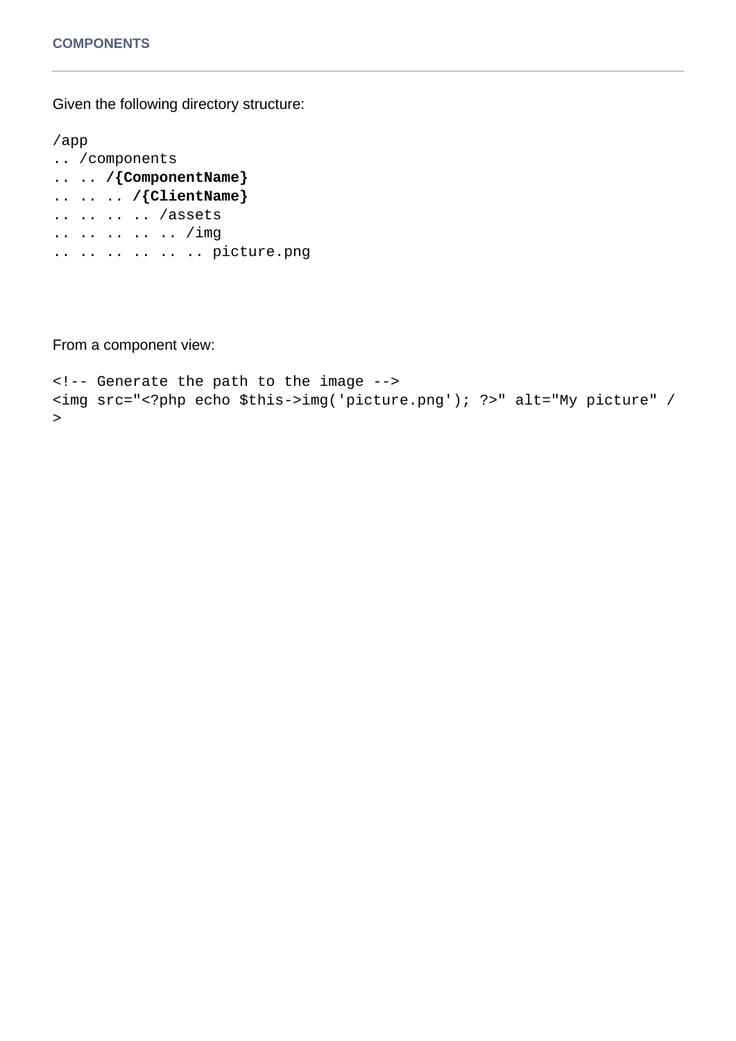Given the following directory structure:

```
/app
.. /components
.. .. /{ComponentName}
.. .. .. /{ClientName}
.. .. .. .. /assets
.. .. .. .. .. /img
.. .. .. .. .. .. picture.png
```

From a component view:

```
<!-- Generate the path to the image -->
<img src="<?php echo $this->img('picture.png'); ?>" alt="My picture" />
```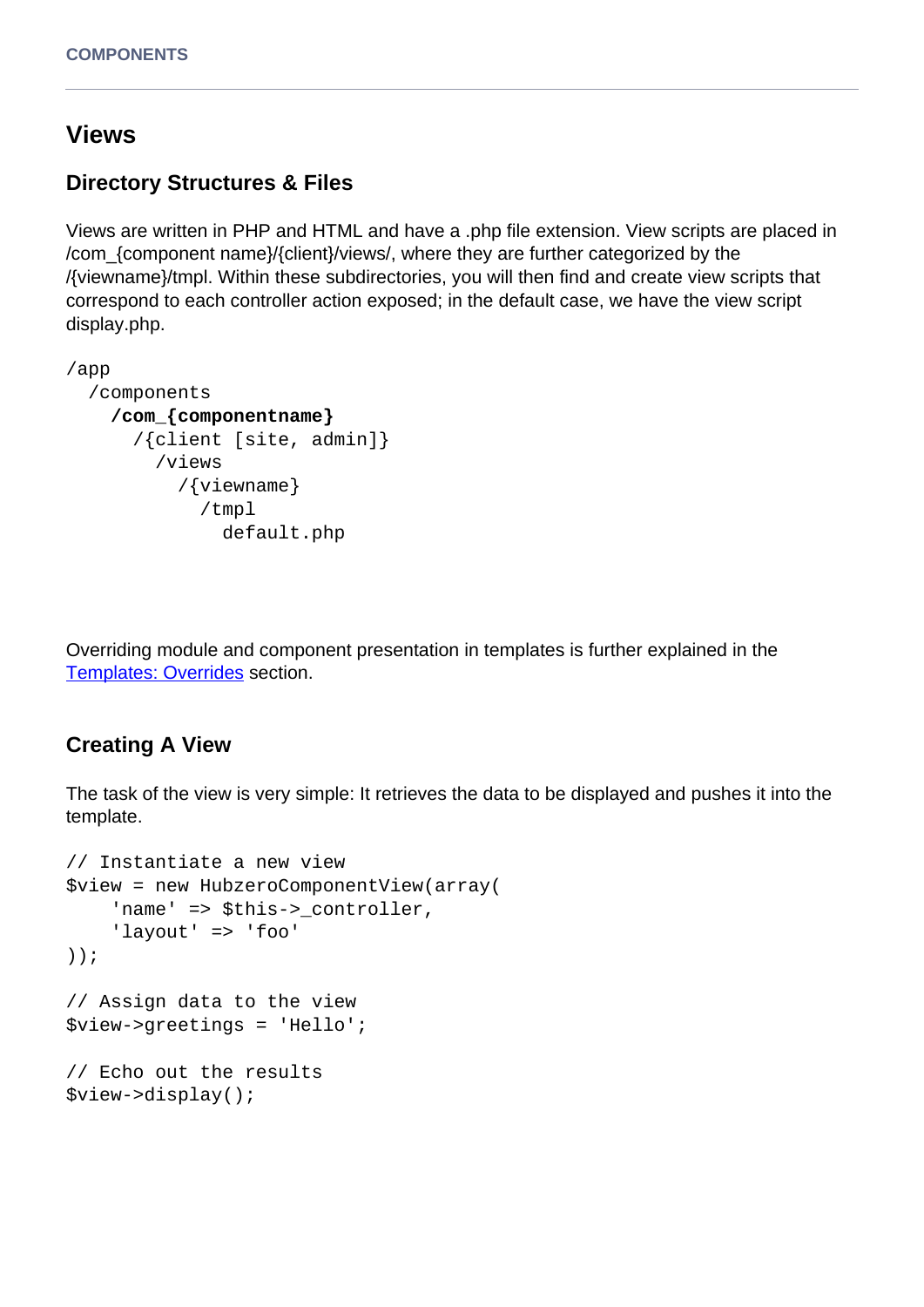## Views

### Directory Structures & Files

Views are written in PHP and HTML and have a .php file extension. View scripts are placed in /com_{component name}/{client}/views/, where they are further categorized by the /{viewname}/tmpl. Within these subdirectories, you will then find and create view scripts that correspond to each controller action exposed; in the default case, we have the view script display.php.

```
/app
  /components
    /com_{componentname}
      /{client [site, admin]}
        /views
          /{viewname}
            /tmpl
              default.php
```

Overriding module and component presentation in templates is further explained in the [Templates: Overrides](#) section.

### Creating A View

The task of the view is very simple: It retrieves the data to be displayed and pushes it into the template.

```
// Instantiate a new view
$view = new HubzeroComponentView(array(
    'name' => $this->_controller,
    'layout' => 'foo'
));

// Assign data to the view
$view->greetings = 'Hello';

// Echo out the results
$view->display();
```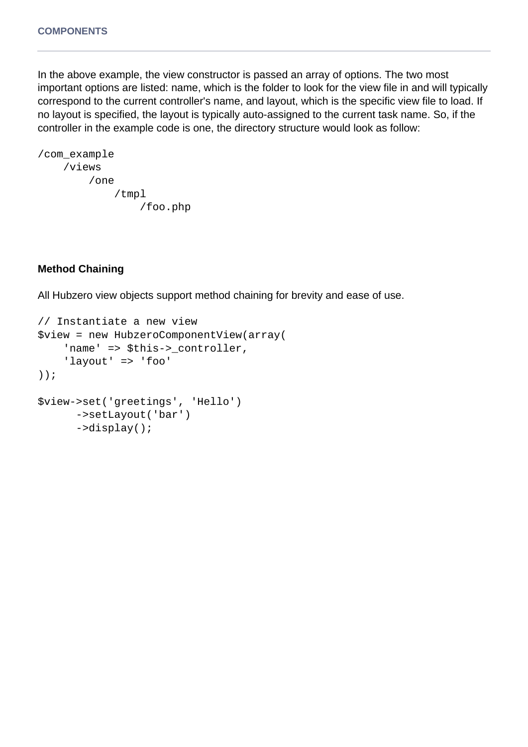In the above example, the view constructor is passed an array of options. The two most important options are listed: name, which is the folder to look for the view file in and will typically correspond to the current controller's name, and layout, which is the specific view file to load. If no layout is specified, the layout is typically auto-assigned to the current task name. So, if the controller in the example code is one, the directory structure would look as follow:

```
/com_example
    /views
        /one
            /tmpl
                /foo.php
```

### Method Chaining

All Hubzero view objects support method chaining for brevity and ease of use.

```
// Instantiate a new view
$view = new HubzeroComponentView(array(
    'name' => $this->_controller,
    'layout' => 'foo'
));

$view->set('greetings', 'Hello')
      ->setLayout('bar')
      ->display();
```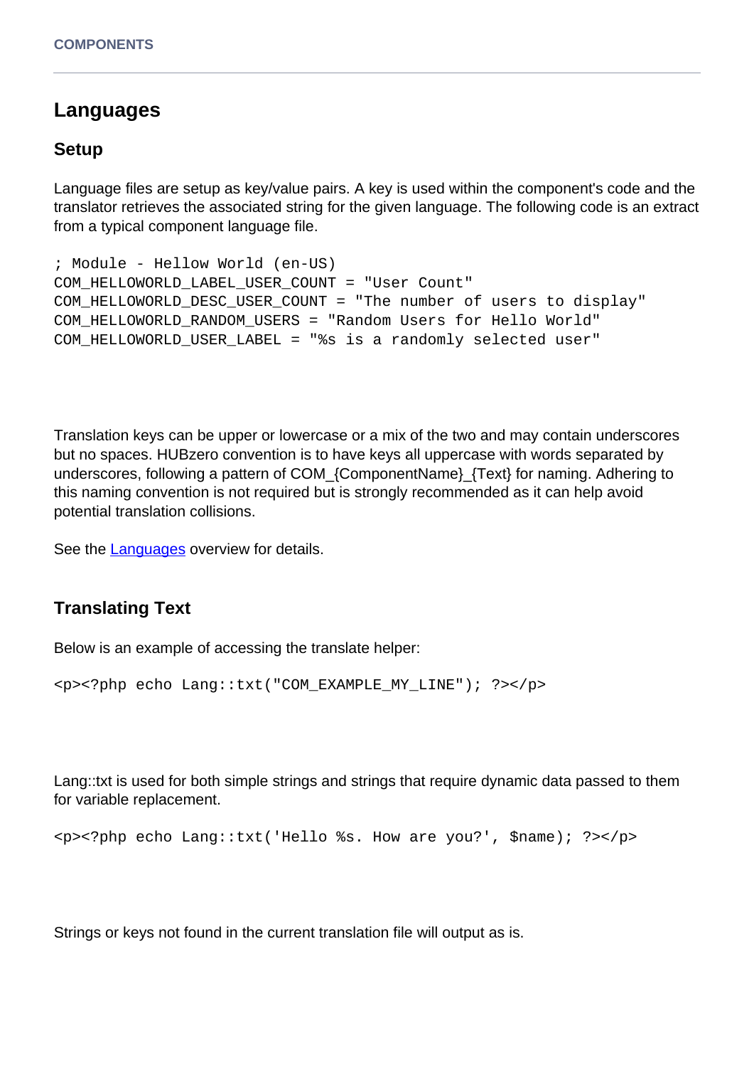## Languages

### Setup

Language files are setup as key/value pairs. A key is used within the component's code and the translator retrieves the associated string for the given language. The following code is an extract from a typical component language file.

```
; Module - Hellow World (en-US)
COM_HELLOWORLD_LABEL_USER_COUNT = "User Count"
COM_HELLOWORLD_DESC_USER_COUNT = "The number of users to display"
COM_HELLOWORLD_RANDOM_USERS = "Random Users for Hello World"
COM_HELLOWORLD_USER_LABEL = "%s is a randomly selected user"
```

Translation keys can be upper or lowercase or a mix of the two and may contain underscores but no spaces. HUBzero convention is to have keys all uppercase with words separated by underscores, following a pattern of COM_{ComponentName}_{Text} for naming. Adhering to this naming convention is not required but is strongly recommended as it can help avoid potential translation collisions.

See the Languages overview for details.

### Translating Text

Below is an example of accessing the translate helper:

```
<p><?php echo Lang::txt("COM_EXAMPLE_MY_LINE"); ?></p>
```

Lang::txt is used for both simple strings and strings that require dynamic data passed to them for variable replacement.

```
<p><?php echo Lang::txt('Hello %s. How are you?', $name); ?></p>
```

Strings or keys not found in the current translation file will output as is.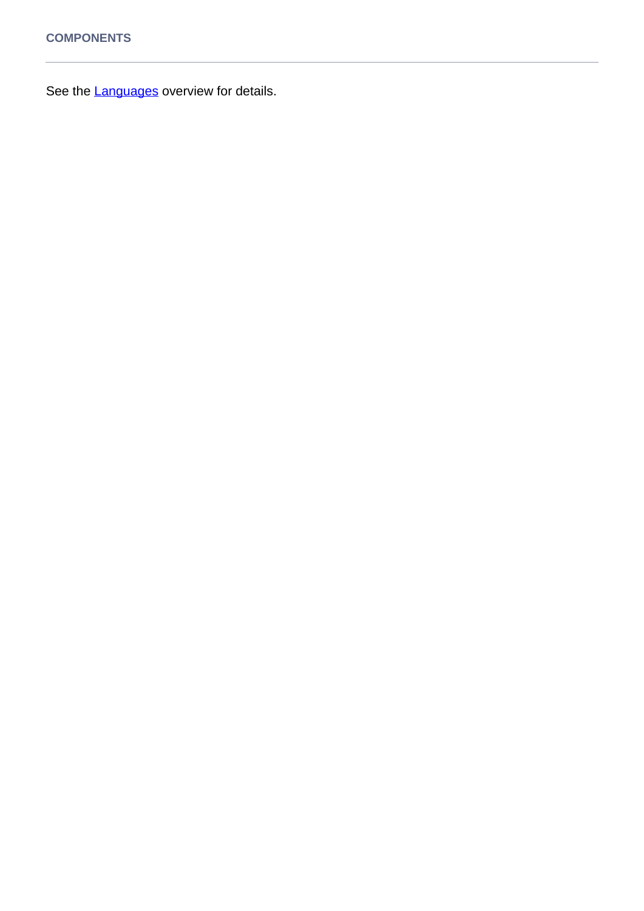**COMPONENTS**

---

See the Languages overview for details.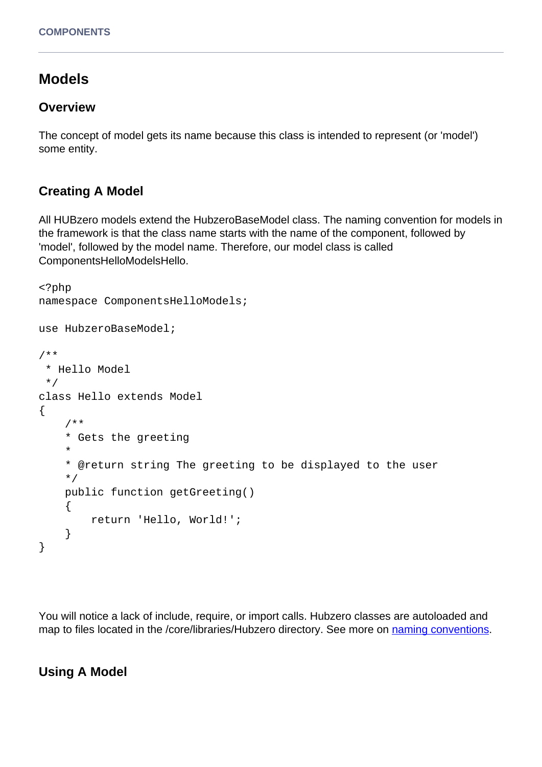## Models

### Overview

The concept of model gets its name because this class is intended to represent (or 'model') some entity.

### Creating A Model

All HUBzero models extend the HubzeroBaseModel class. The naming convention for models in the framework is that the class name starts with the name of the component, followed by 'model', followed by the model name. Therefore, our model class is called ComponentsHelloModelsHello.

```
<?php
namespace ComponentsHelloModels;

use HubzeroBaseModel;

/**
 * Hello Model
 */
class Hello extends Model
{
    /**
    * Gets the greeting
    *
    * @return string The greeting to be displayed to the user
    */
    public function getGreeting()
    {
        return 'Hello, World!';
    }
}
```

You will notice a lack of include, require, or import calls. Hubzero classes are autoloaded and map to files located in the /core/libraries/Hubzero directory. See more on [naming conventions](naming conventions).

### Using A Model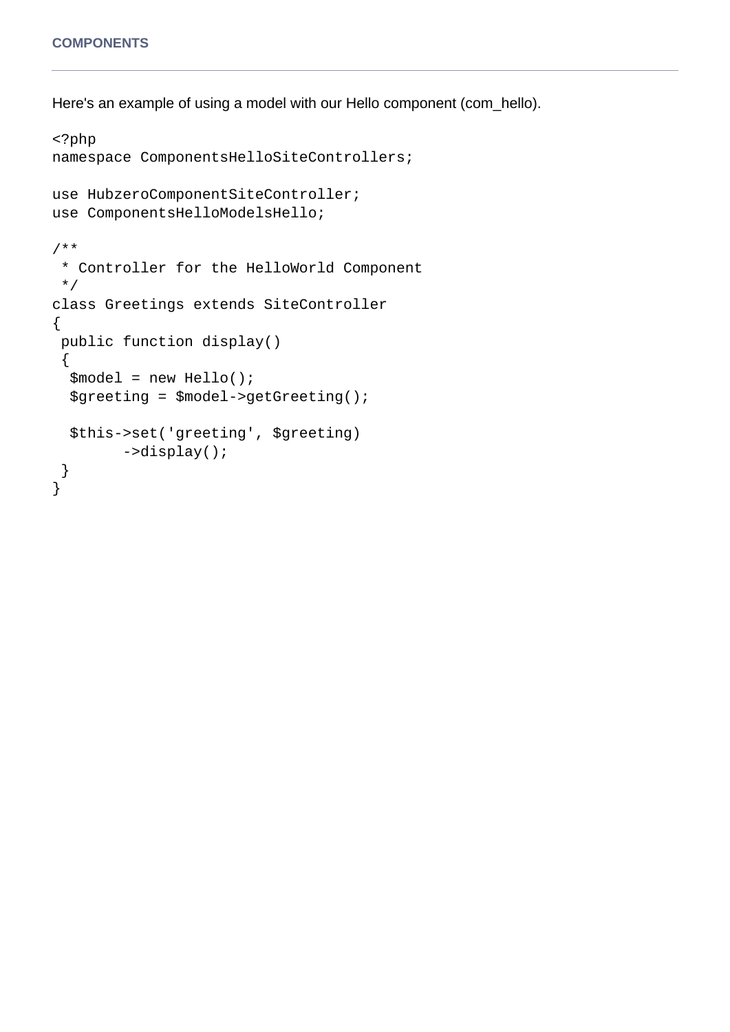Here's an example of using a model with our Hello component (com_hello).

```
<?php
namespace ComponentsHelloSiteControllers;

use HubzeroComponentSiteController;
use ComponentsHelloModelsHello;

/**
 * Controller for the HelloWorld Component
 */
class Greetings extends SiteController
{
 public function display()
 {
  $model = new Hello();
  $greeting = $model->getGreeting();

  $this->set('greeting', $greeting)
        ->display();
 }
}
```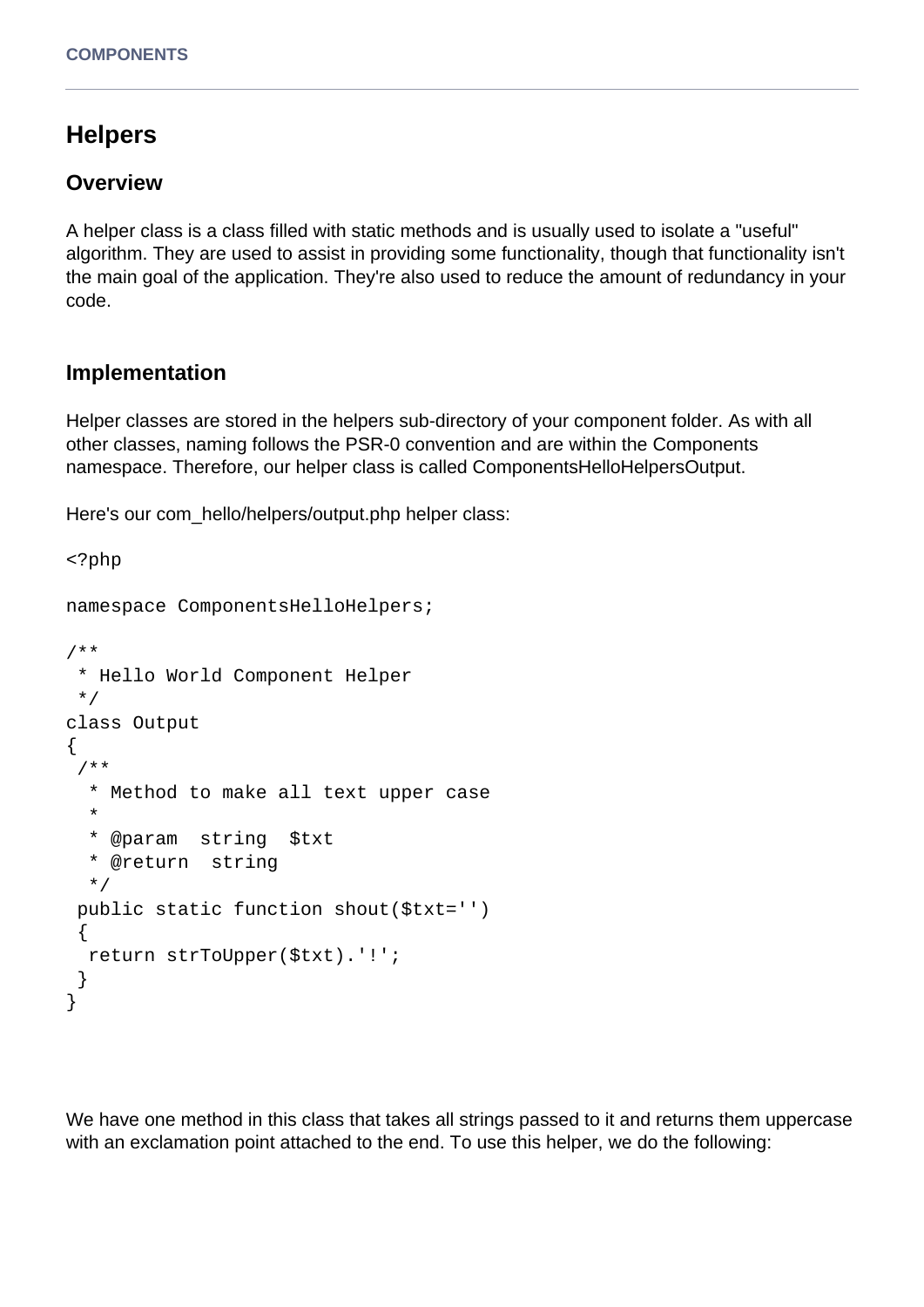## Helpers

### Overview

A helper class is a class filled with static methods and is usually used to isolate a "useful" algorithm. They are used to assist in providing some functionality, though that functionality isn't the main goal of the application. They're also used to reduce the amount of redundancy in your code.

### Implementation

Helper classes are stored in the helpers sub-directory of your component folder. As with all other classes, naming follows the PSR-0 convention and are within the Components namespace. Therefore, our helper class is called ComponentsHelloHelpersOutput.

Here's our com_hello/helpers/output.php helper class:

```
<?php

namespace ComponentsHelloHelpers;

/**
 * Hello World Component Helper
 */
class Output
{
 /**
  * Method to make all text upper case
  *
  * @param  string  $txt
  * @return  string
  */
 public static function shout($txt='')
 {
  return strToUpper($txt).'!';
 }
}
```

We have one method in this class that takes all strings passed to it and returns them uppercase with an exclamation point attached to the end. To use this helper, we do the following: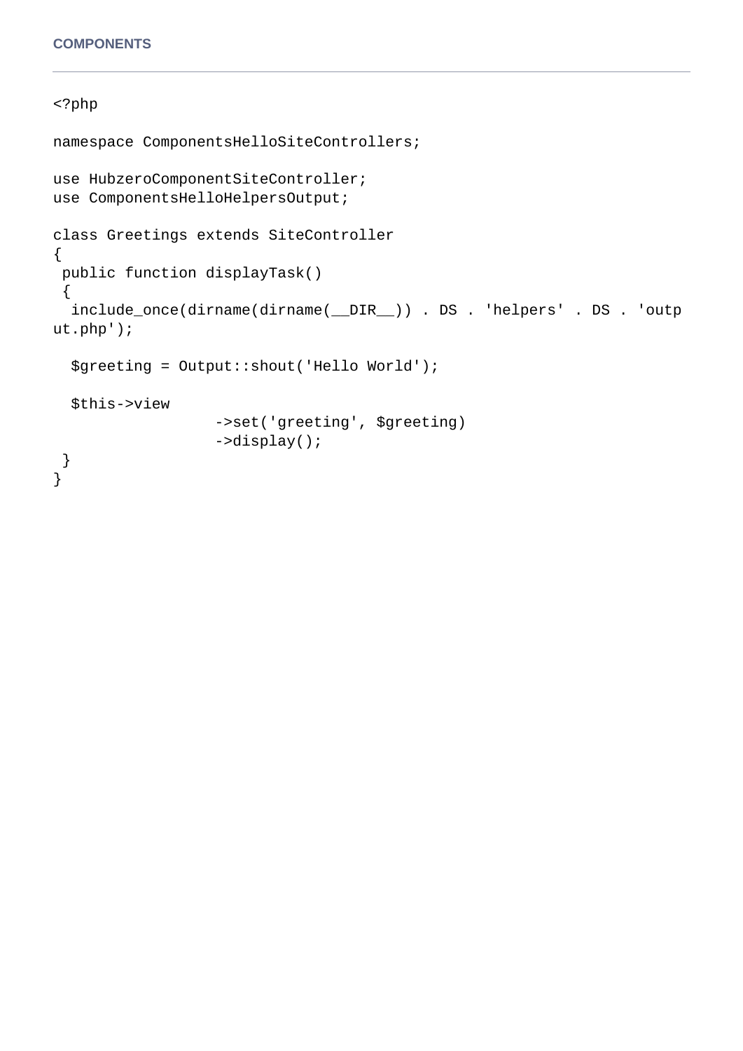```
<?php

namespace ComponentsHelloSiteControllers;

use HubzeroComponentSiteController;
use ComponentsHelloHelpersOutput;

class Greetings extends SiteController
{
 public function displayTask()
 {
  include_once(dirname(dirname(__DIR__)) . DS . 'helpers' . DS . 'output.php');

  $greeting = Output::shout('Hello World');

  $this->view
                ->set('greeting', $greeting)
                ->display();
 }
}
```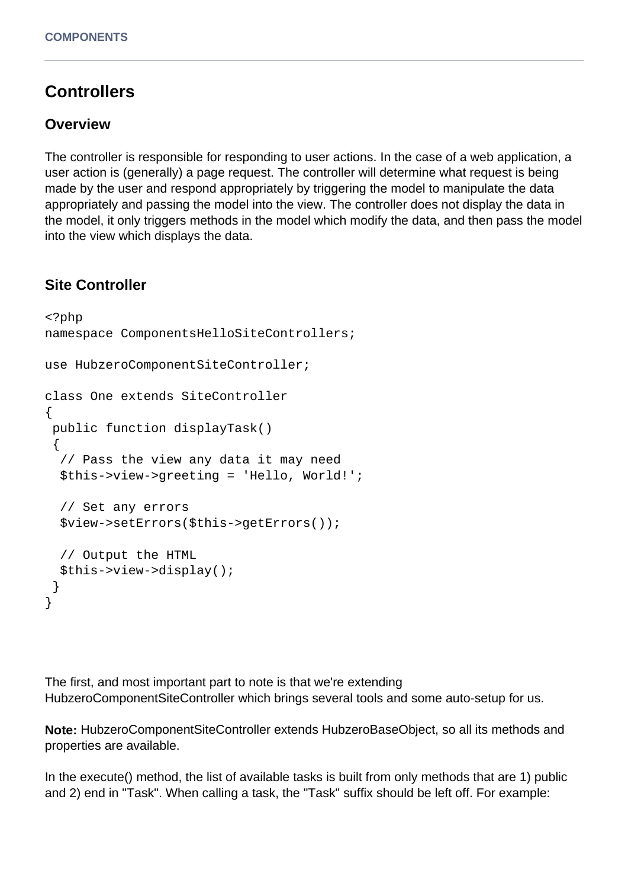# Controllers

## Overview

The controller is responsible for responding to user actions. In the case of a web application, a user action is (generally) a page request. The controller will determine what request is being made by the user and respond appropriately by triggering the model to manipulate the data appropriately and passing the model into the view. The controller does not display the data in the model, it only triggers methods in the model which modify the data, and then pass the model into the view which displays the data.

## Site Controller

```
<?php
namespace ComponentsHelloSiteControllers;

use HubzeroComponentSiteController;

class One extends SiteController
{
 public function displayTask()
 {
  // Pass the view any data it may need
  $this->view->greeting = 'Hello, World!';

  // Set any errors
  $view->setErrors($this->getErrors());

  // Output the HTML
  $this->view->display();
 }
}
```

The first, and most important part to note is that we're extending HubzeroComponentSiteController which brings several tools and some auto-setup for us.

**Note:** HubzeroComponentSiteController extends HubzeroBaseObject, so all its methods and properties are available.

In the execute() method, the list of available tasks is built from only methods that are 1) public and 2) end in "Task". When calling a task, the "Task" suffix should be left off. For example: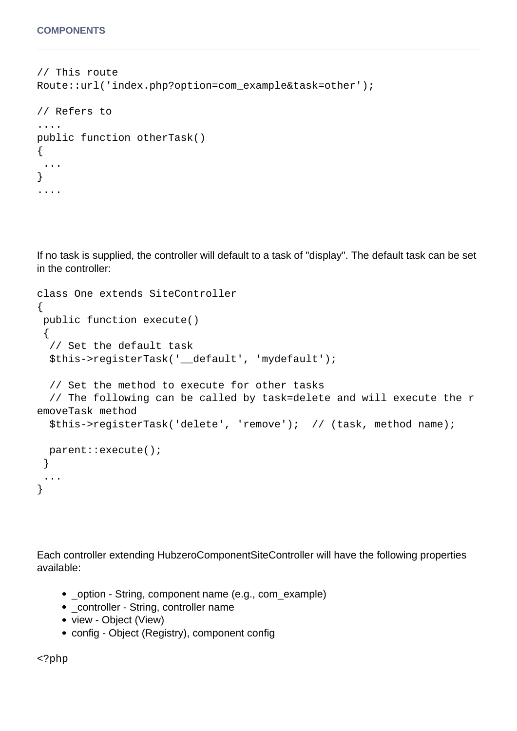```
// This route
Route::url('index.php?option=com_example&task=other');

// Refers to
....
public function otherTask()
{
 ...
}
....
```

If no task is supplied, the controller will default to a task of "display". The default task can be set in the controller:

```
class One extends SiteController
{
 public function execute()
 {
  // Set the default task
  $this->registerTask('__default', 'mydefault');

  // Set the method to execute for other tasks
  // The following can be called by task=delete and will execute the removeTask method
  $this->registerTask('delete', 'remove');  // (task, method name);

  parent::execute();
 }
 ...
}
```

Each controller extending HubzeroComponentSiteController will have the following properties available:

- _option - String, component name (e.g., com_example)
- _controller - String, controller name
- view - Object (View)
- config - Object (Registry), component config

```
<?php
```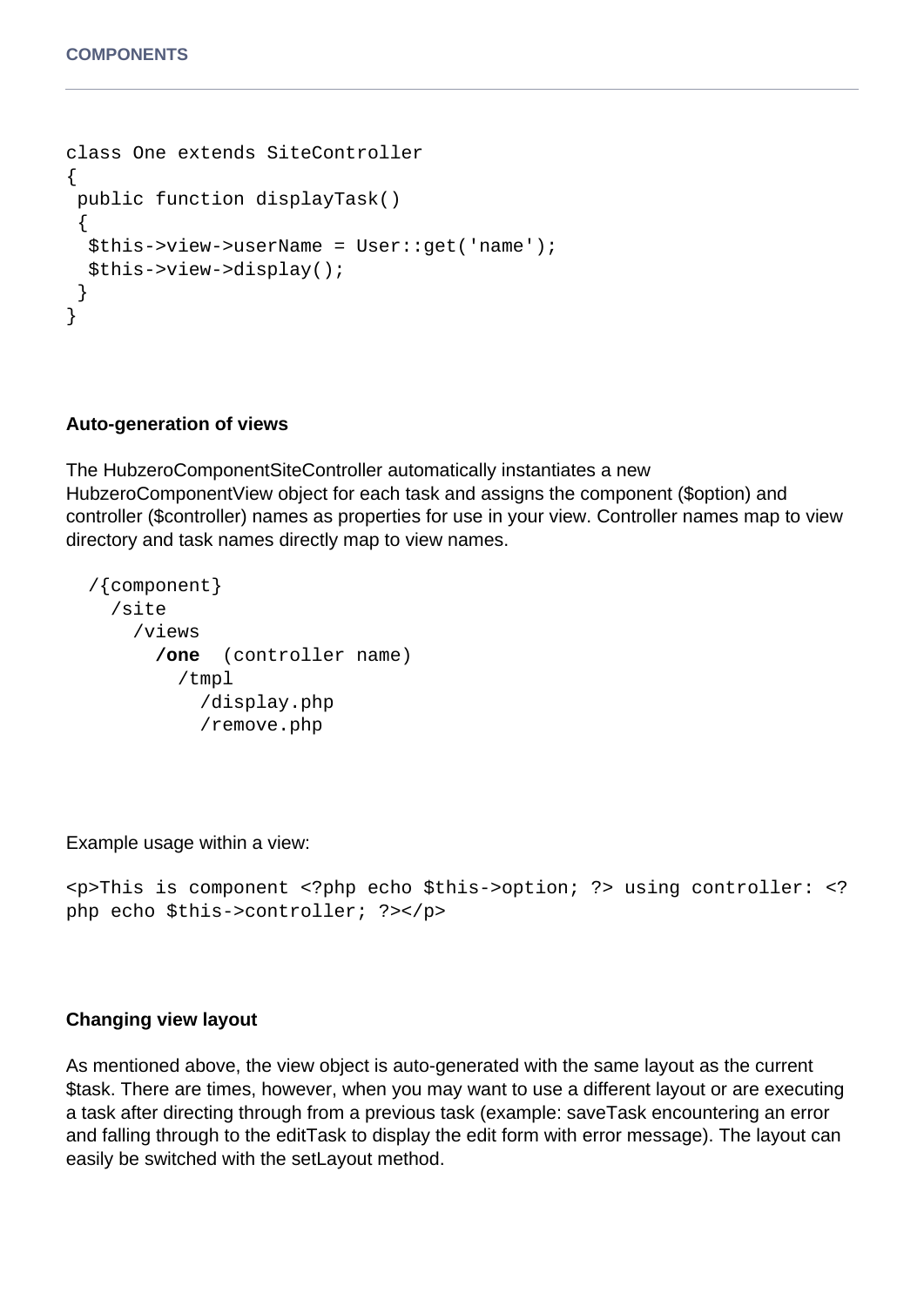```
class One extends SiteController
{
 public function displayTask()
 {
  $this->view->userName = User::get('name');
  $this->view->display();
 }
}
```

**Auto-generation of views**

The HubzeroComponentSiteController automatically instantiates a new HubzeroComponentView object for each task and assigns the component ($option) and controller ($controller) names as properties for use in your view. Controller names map to view directory and task names directly map to view names.

```
  /{component}
    /site
      /views
        /one  (controller name)
          /tmpl
            /display.php
            /remove.php
```

Example usage within a view:

```
<p>This is component <?php echo $this->option; ?> using controller: <?php echo $this->controller; ?></p>
```

**Changing view layout**

As mentioned above, the view object is auto-generated with the same layout as the current $task. There are times, however, when you may want to use a different layout or are executing a task after directing through from a previous task (example: saveTask encountering an error and falling through to the editTask to display the edit form with error message). The layout can easily be switched with the setLayout method.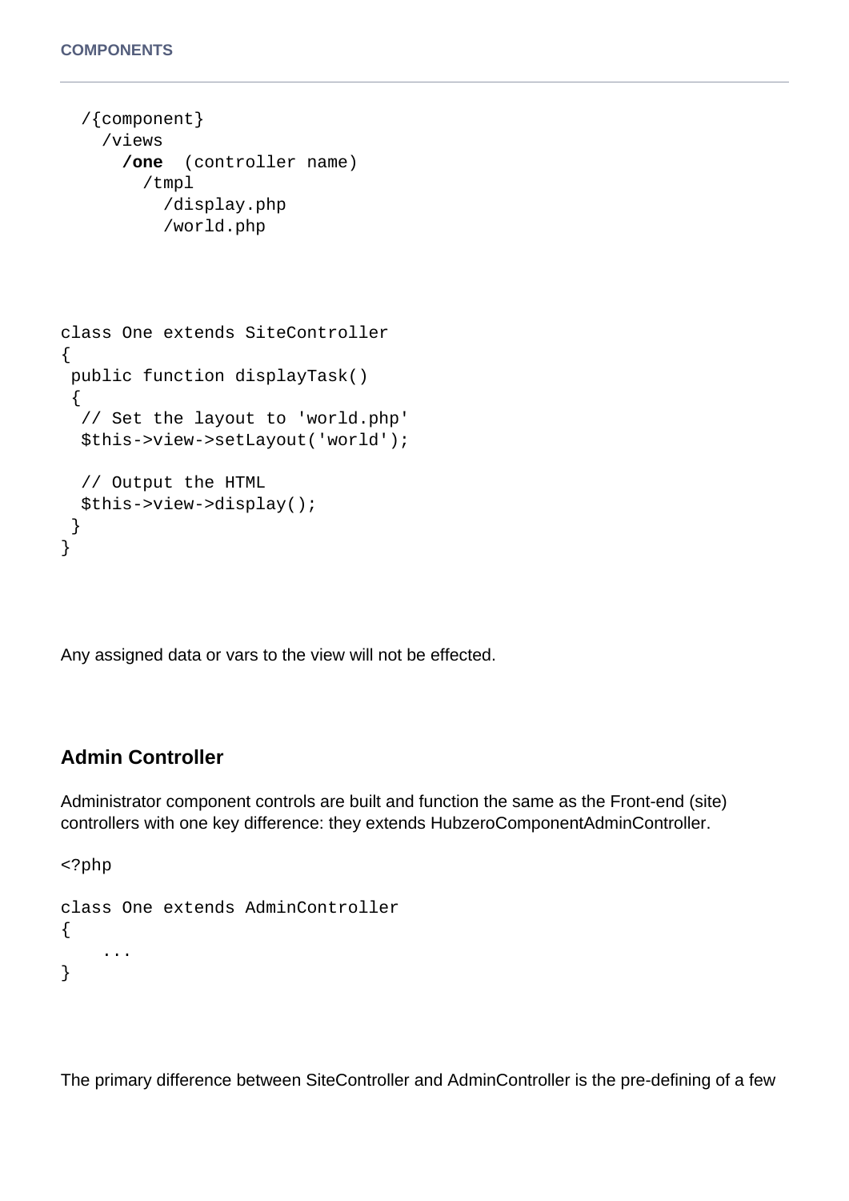```
  /{component}
    /views
      /one  (controller name)
        /tmpl
          /display.php
          /world.php
```

```
class One extends SiteController
{
 public function displayTask()
 {
  // Set the layout to 'world.php'
  $this->view->setLayout('world');

  // Output the HTML
  $this->view->display();
 }
}
```

Any assigned data or vars to the view will not be effected.

### Admin Controller

Administrator component controls are built and function the same as the Front-end (site) controllers with one key difference: they extends HubzeroComponentAdminController.

```
<?php

class One extends AdminController
{
    ...
}
```

The primary difference between SiteController and AdminController is the pre-defining of a few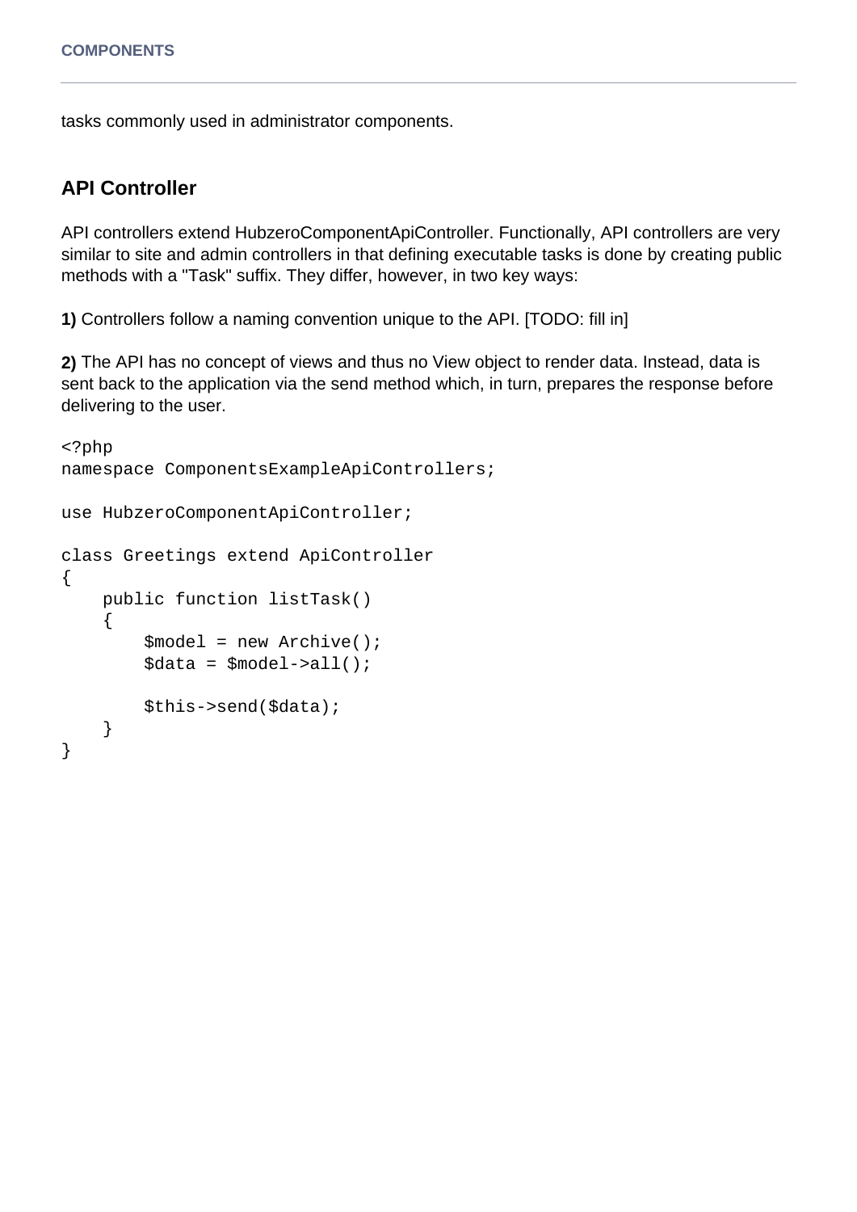tasks commonly used in administrator components.

## API Controller

API controllers extend HubzeroComponentApiController. Functionally, API controllers are very similar to site and admin controllers in that defining executable tasks is done by creating public methods with a "Task" suffix. They differ, however, in two key ways:

**1)** Controllers follow a naming convention unique to the API. [TODO: fill in]

**2)** The API has no concept of views and thus no View object to render data. Instead, data is sent back to the application via the send method which, in turn, prepares the response before delivering to the user.

```
<?php
namespace ComponentsExampleApiControllers;

use HubzeroComponentApiController;

class Greetings extend ApiController
{
    public function listTask()
    {
        $model = new Archive();
        $data = $model->all();

        $this->send($data);
    }
}
```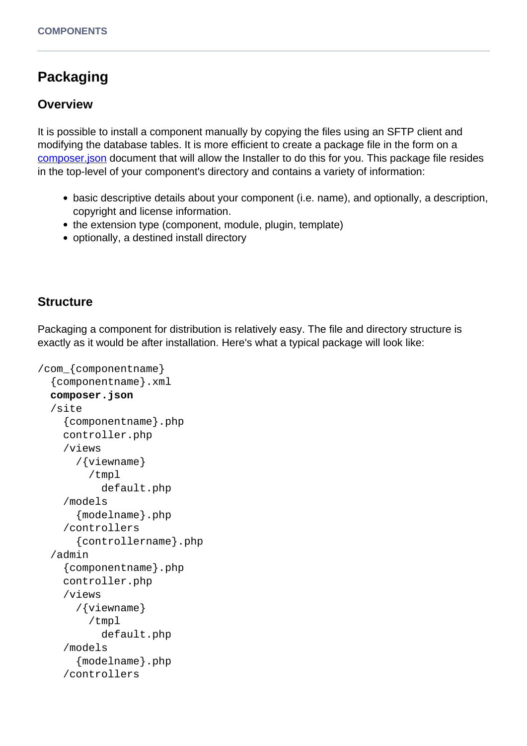## Packaging

### Overview

It is possible to install a component manually by copying the files using an SFTP client and modifying the database tables. It is more efficient to create a package file in the form on a [composer.json](composer.json) document that will allow the Installer to do this for you. This package file resides in the top-level of your component's directory and contains a variety of information:

- basic descriptive details about your component (i.e. name), and optionally, a description, copyright and license information.
- the extension type (component, module, plugin, template)
- optionally, a destined install directory

### Structure

Packaging a component for distribution is relatively easy. The file and directory structure is exactly as it would be after installation. Here's what a typical package will look like:

```
/com_{componentname}
  {componentname}.xml
  composer.json
  /site
    {componentname}.php
    controller.php
    /views
      /{viewname}
        /tmpl
          default.php
    /models
      {modelname}.php
    /controllers
      {controllername}.php
  /admin
    {componentname}.php
    controller.php
    /views
      /{viewname}
        /tmpl
          default.php
    /models
      {modelname}.php
    /controllers
```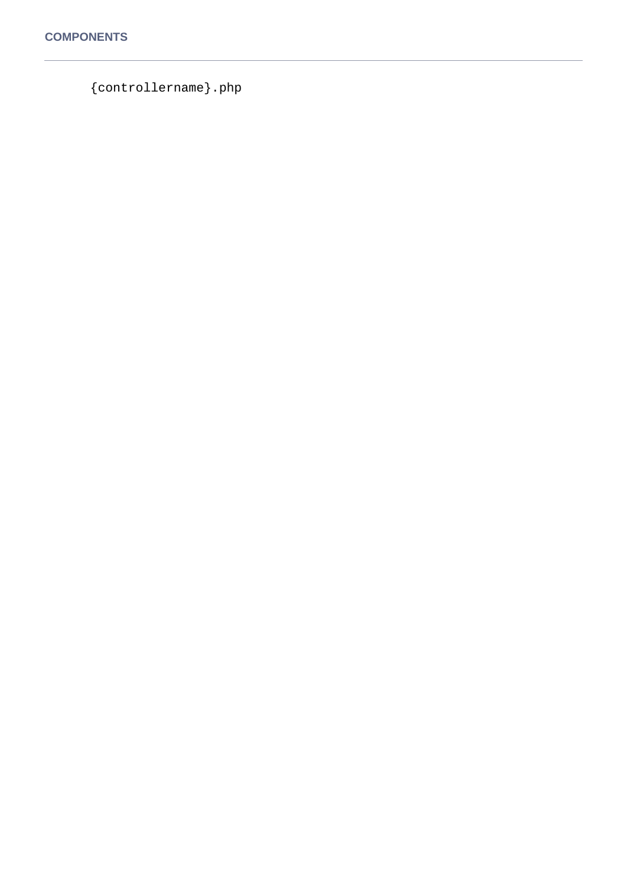```
{controllername}.php
```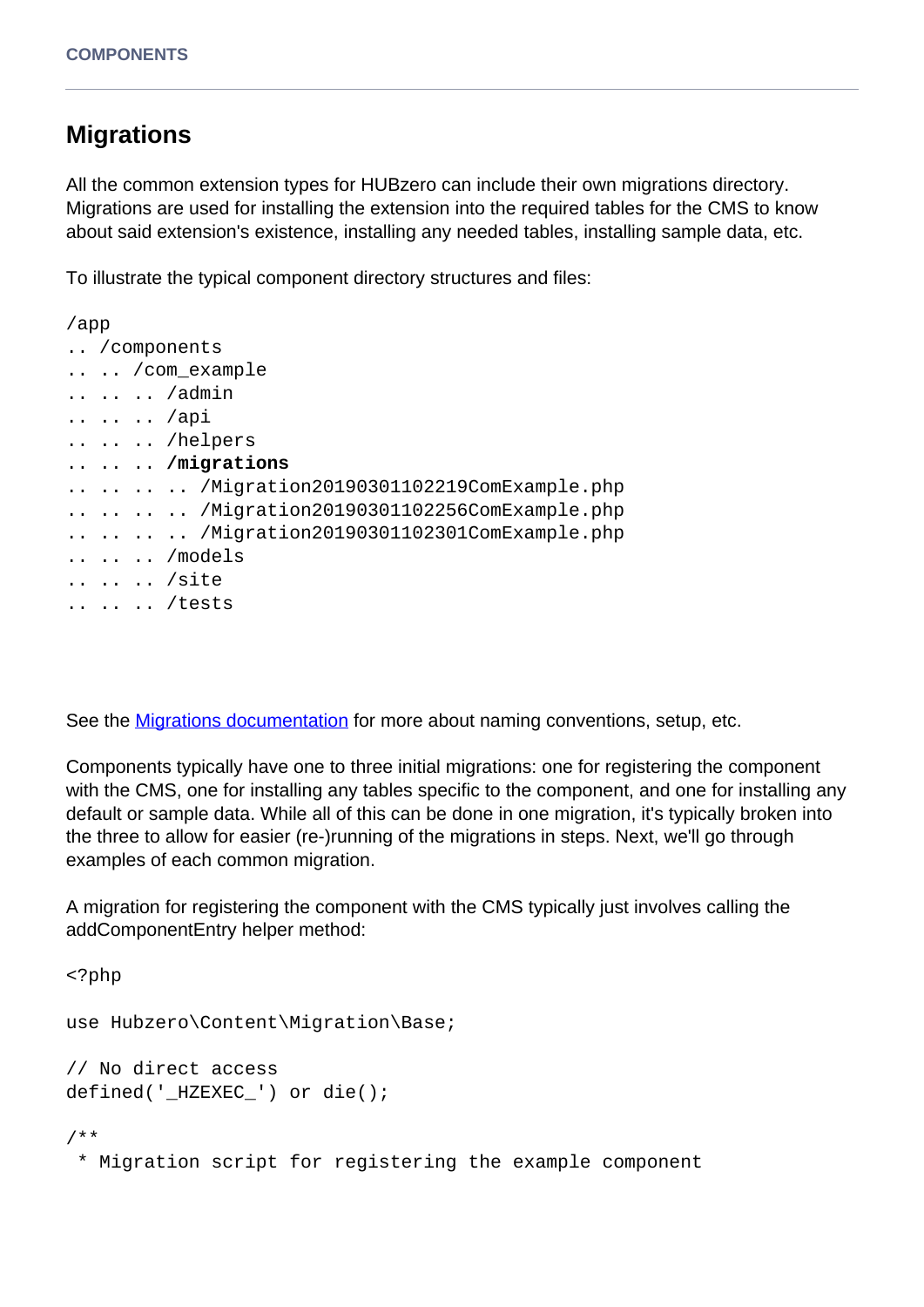## Migrations

All the common extension types for HUBzero can include their own migrations directory. Migrations are used for installing the extension into the required tables for the CMS to know about said extension's existence, installing any needed tables, installing sample data, etc.

To illustrate the typical component directory structures and files:

```
/app
.. /components
.. .. /com_example
.. .. .. /admin
.. .. .. /api
.. .. .. /helpers
.. .. .. /migrations
.. .. .. .. /Migration20190301102219ComExample.php
.. .. .. .. /Migration20190301102256ComExample.php
.. .. .. .. /Migration20190301102301ComExample.php
.. .. .. /models
.. .. .. /site
.. .. .. /tests
```

See the Migrations documentation for more about naming conventions, setup, etc.

Components typically have one to three initial migrations: one for registering the component with the CMS, one for installing any tables specific to the component, and one for installing any default or sample data. While all of this can be done in one migration, it's typically broken into the three to allow for easier (re-)running of the migrations in steps. Next, we'll go through examples of each common migration.

A migration for registering the component with the CMS typically just involves calling the addComponentEntry helper method:

```
<?php

use Hubzero\Content\Migration\Base;

// No direct access
defined('_HZEXEC_') or die();

/**
 * Migration script for registering the example component
```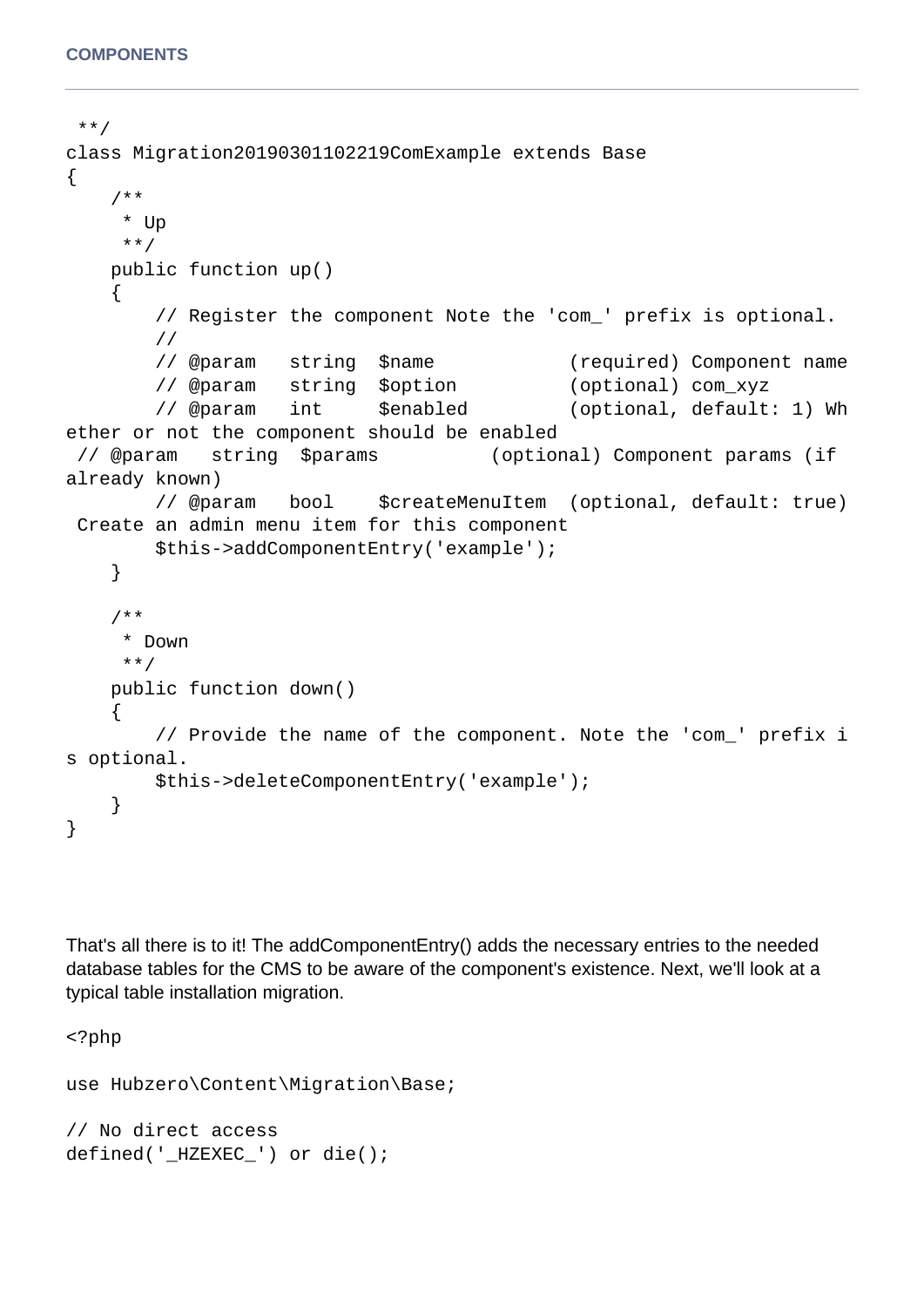```
 **/
class Migration20190301102219ComExample extends Base
{
    /**
     * Up
     **/
    public function up()
    {
        // Register the component Note the 'com_' prefix is optional.
        //
        // @param   string  $name            (required) Component name
        // @param   string  $option          (optional) com_xyz
        // @param   int     $enabled         (optional, default: 1) Whether or not the component should be enabled
 // @param   string  $params          (optional) Component params (if already known)
        // @param   bool    $createMenuItem  (optional, default: true) Create an admin menu item for this component
        $this->addComponentEntry('example');
    }

    /**
     * Down
     **/
    public function down()
    {
        // Provide the name of the component. Note the 'com_' prefix is optional.
        $this->deleteComponentEntry('example');
    }
}
```

That's all there is to it! The addComponentEntry() adds the necessary entries to the needed database tables for the CMS to be aware of the component's existence. Next, we'll look at a typical table installation migration.

```
<?php

use Hubzero\Content\Migration\Base;

// No direct access
defined('_HZEXEC_') or die();
```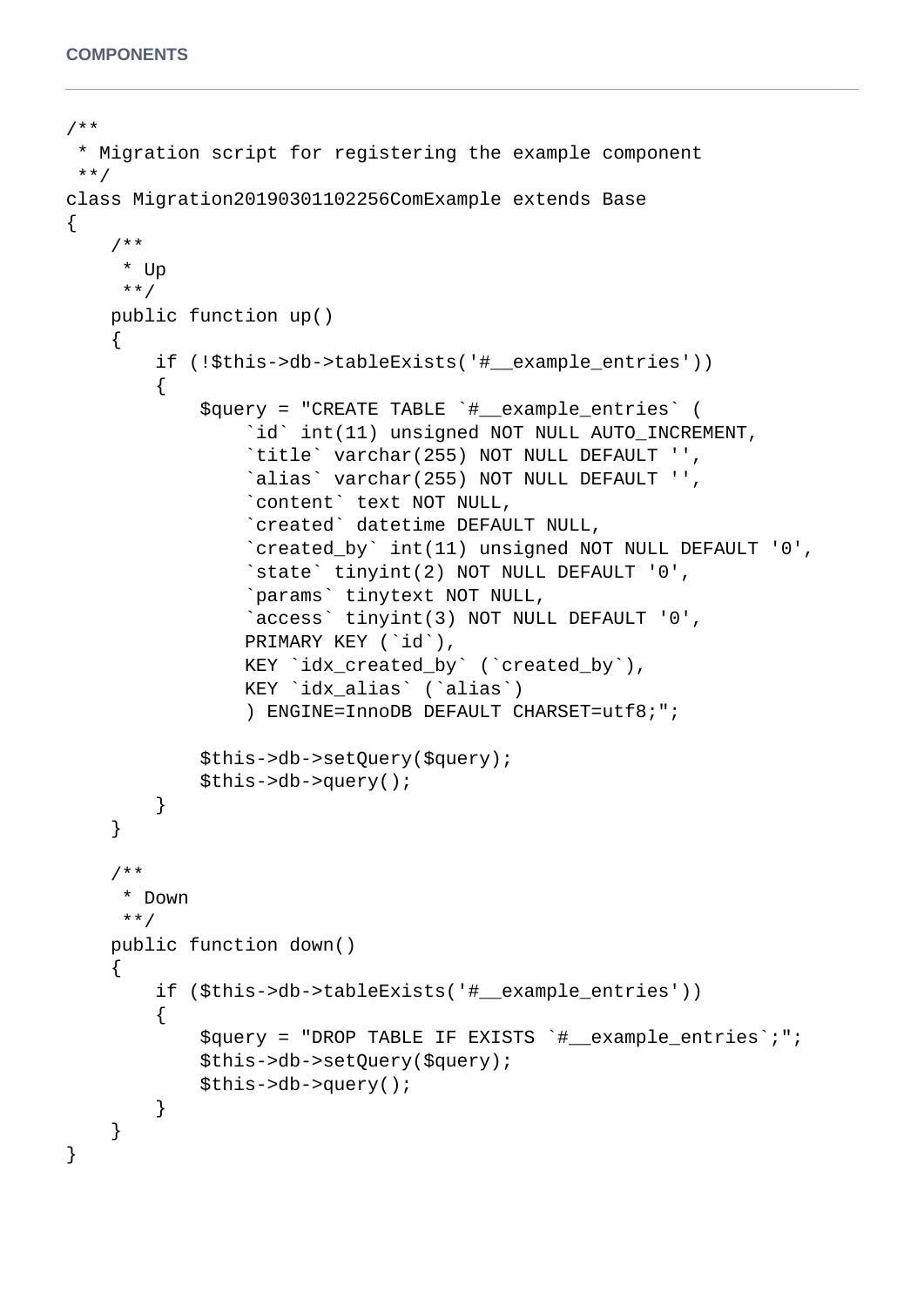```
/**
 * Migration script for registering the example component
 **/
class Migration20190301102256ComExample extends Base
{
    /**
     * Up
     **/
    public function up()
    {
        if (!$this->db->tableExists('#__example_entries'))
        {
            $query = "CREATE TABLE `#__example_entries` (
                `id` int(11) unsigned NOT NULL AUTO_INCREMENT,
                `title` varchar(255) NOT NULL DEFAULT '',
                `alias` varchar(255) NOT NULL DEFAULT '',
                `content` text NOT NULL,
                `created` datetime DEFAULT NULL,
                `created_by` int(11) unsigned NOT NULL DEFAULT '0',
                `state` tinyint(2) NOT NULL DEFAULT '0',
                `params` tinytext NOT NULL,
                `access` tinyint(3) NOT NULL DEFAULT '0',
                PRIMARY KEY (`id`),
                KEY `idx_created_by` (`created_by`),
                KEY `idx_alias` (`alias`)
                ) ENGINE=InnoDB DEFAULT CHARSET=utf8;";

            $this->db->setQuery($query);
            $this->db->query();
        }
    }

    /**
     * Down
     **/
    public function down()
    {
        if ($this->db->tableExists('#__example_entries'))
        {
            $query = "DROP TABLE IF EXISTS `#__example_entries`;";
            $this->db->setQuery($query);
            $this->db->query();
        }
    }
}
```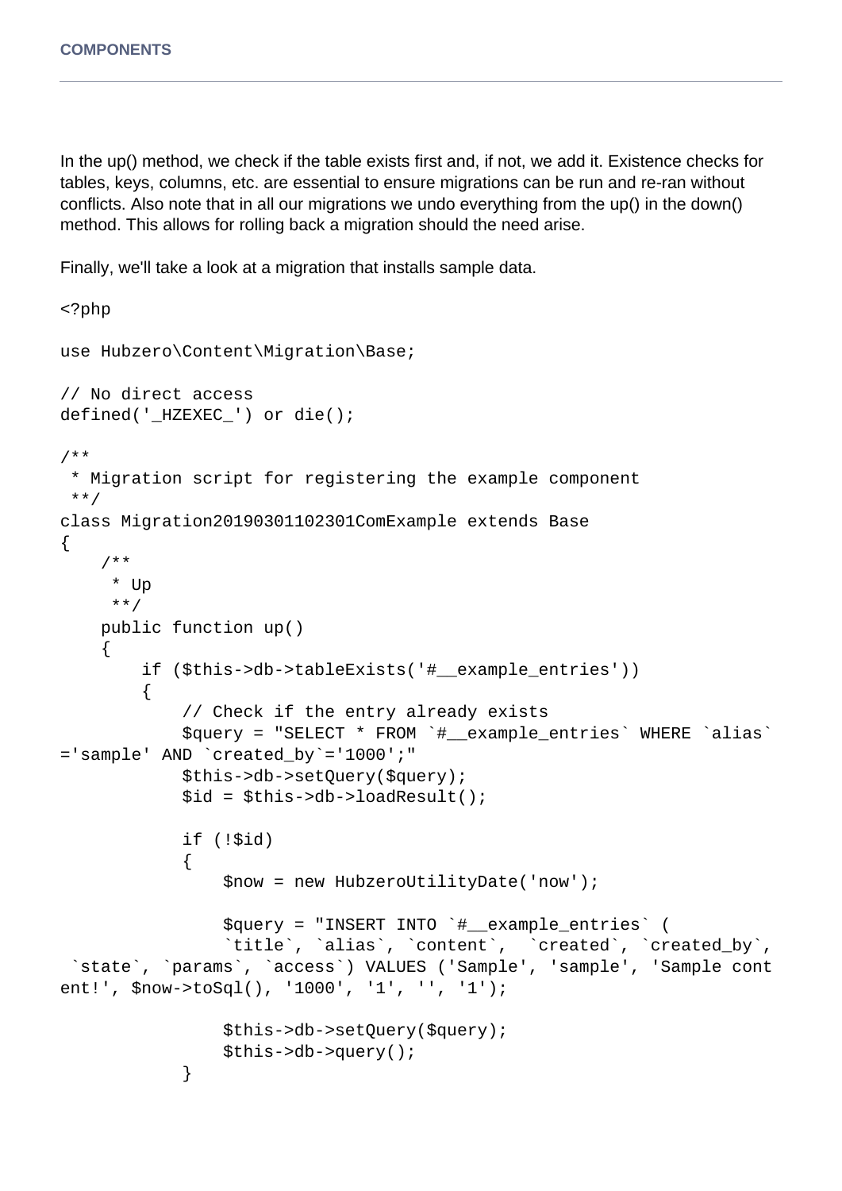In the up() method, we check if the table exists first and, if not, we add it. Existence checks for tables, keys, columns, etc. are essential to ensure migrations can be run and re-ran without conflicts. Also note that in all our migrations we undo everything from the up() in the down() method. This allows for rolling back a migration should the need arise.

Finally, we'll take a look at a migration that installs sample data.

```php
<?php

use Hubzero\Content\Migration\Base;

// No direct access
defined('_HZEXEC_') or die();

/**
 * Migration script for registering the example component
 **/
class Migration20190301102301ComExample extends Base
{
    /**
     * Up
     **/
    public function up()
    {
        if ($this->db->tableExists('#__example_entries'))
        {
            // Check if the entry already exists
            $query = "SELECT * FROM `#__example_entries` WHERE `alias`='sample' AND `created_by`='1000';"
            $this->db->setQuery($query);
            $id = $this->db->loadResult();

            if (!$id)
            {
                $now = new HubzeroUtilityDate('now');

                $query = "INSERT INTO `#__example_entries` (
                `title`, `alias`, `content`,  `created`, `created_by`, `state`, `params`, `access`) VALUES ('Sample', 'sample', 'Sample content!', $now->toSql(), '1000', '1', '', '1');

                $this->db->setQuery($query);
                $this->db->query();
            }
```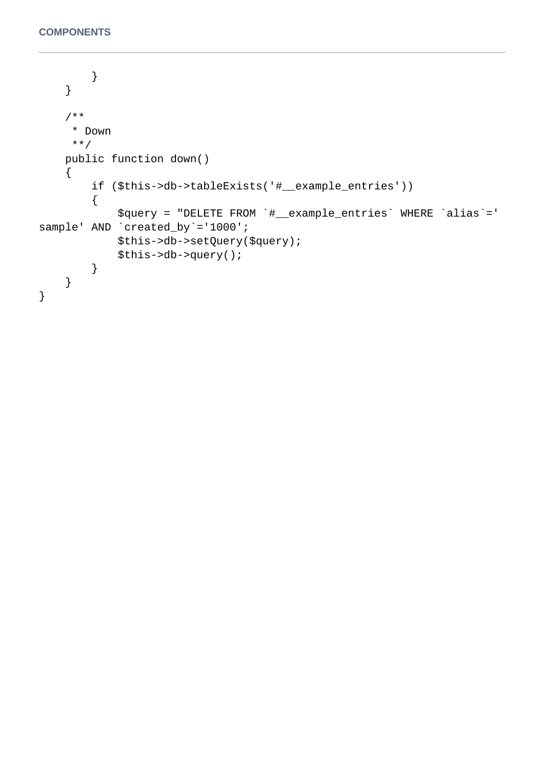```
        }
    }

    /**
     * Down
     **/
    public function down()
    {
        if ($this->db->tableExists('#__example_entries'))
        {
            $query = "DELETE FROM `#__example_entries` WHERE `alias`='
sample' AND `created_by`='1000';
            $this->db->setQuery($query);
            $this->db->query();
        }
    }
}
```